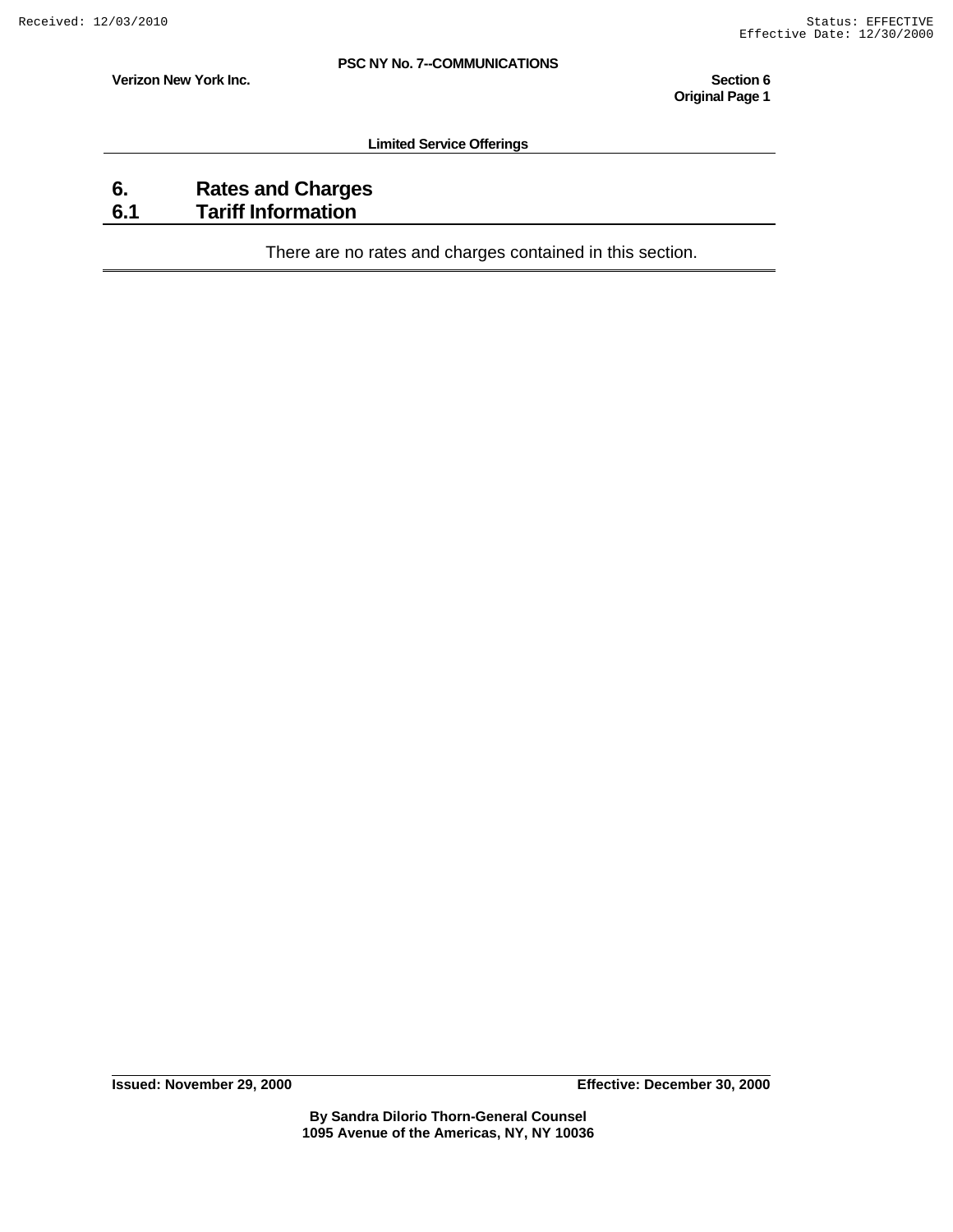**Limited Service Offerings**

# 6. Rates and Charges

## 6.1 Tariff Information

There are no rates and charges contained in this section.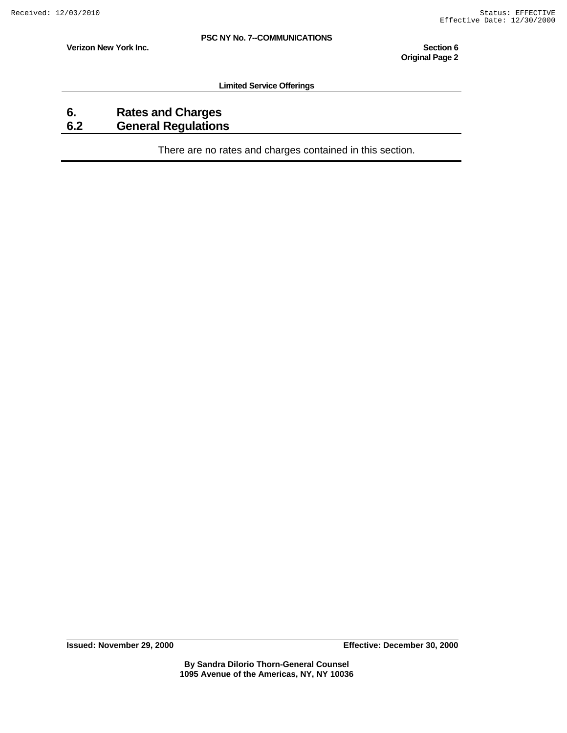# 6. Rates and Charges

## 6.2 General Regulations

There are no rates and charges contained in this section.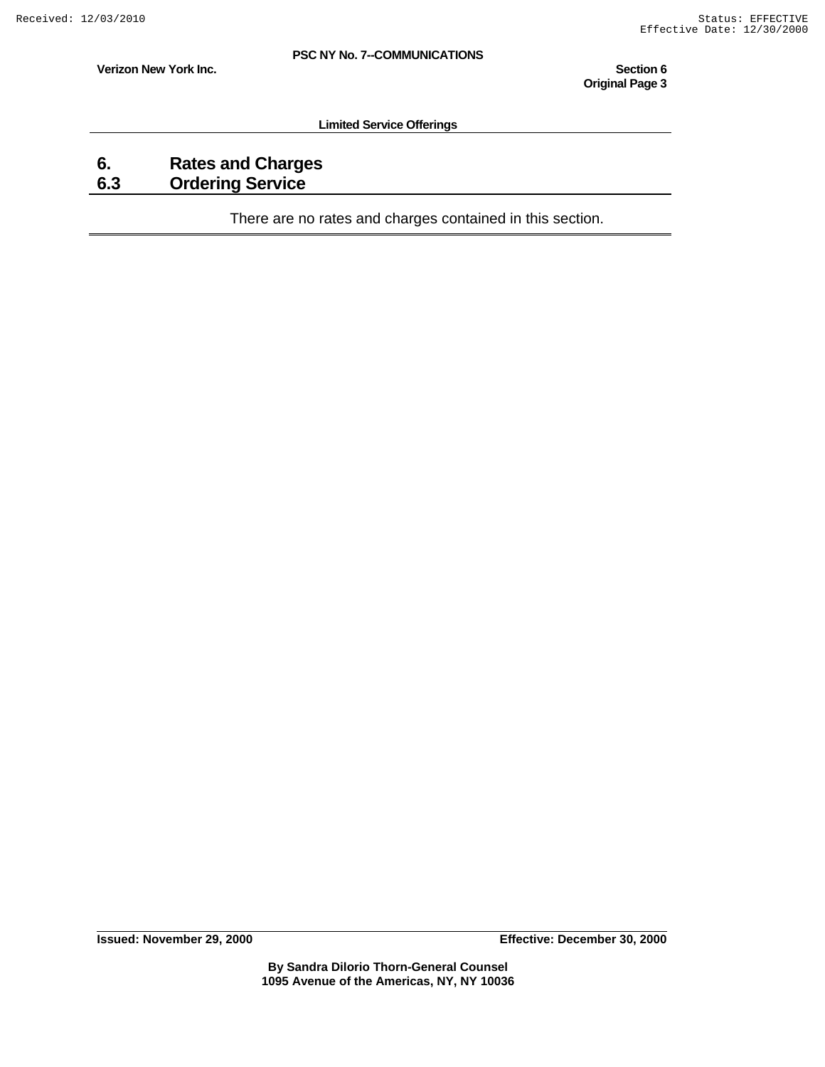Limited Service Offerings

# 6. Rates and Charges

## 6.3 Ordering Service

There are no rates and charges contained in this section.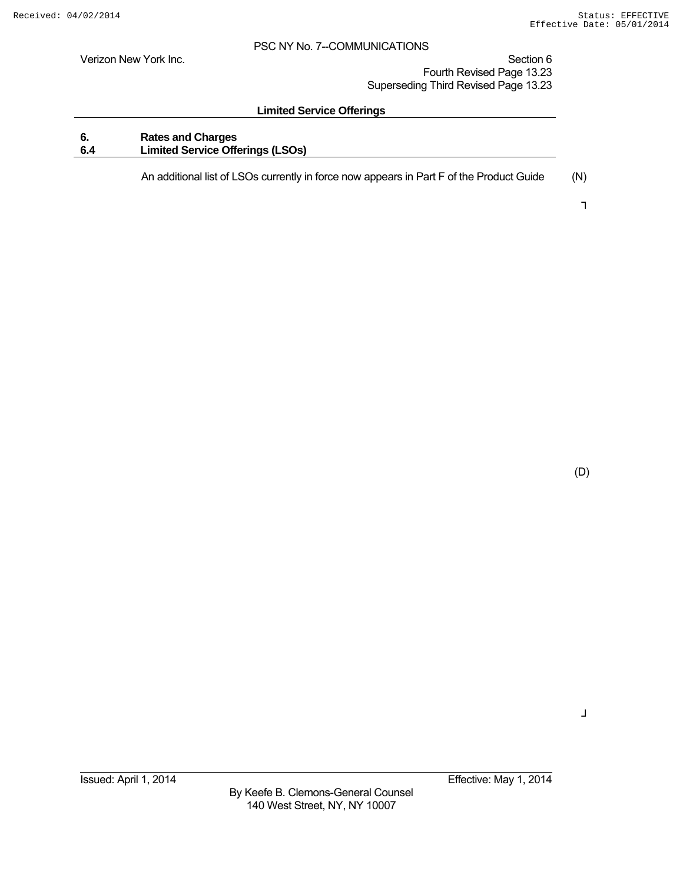## Limited Service Offerings

### 6. Rates and Charges

### 6.4 Limited Service Offerings (LSOs)

An additional list of LSOs currently in force now appears in Part F of the Product Guide (N)

(D)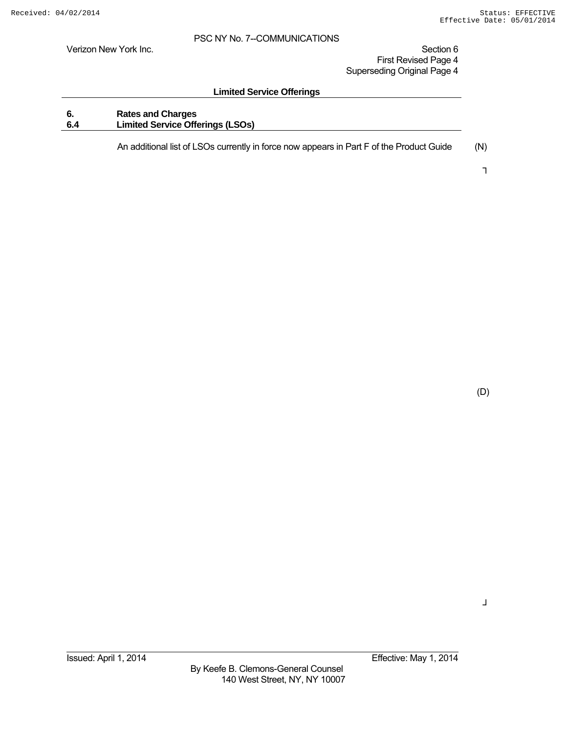Verizon New York Inc.

PSC NY No. 7--COMMUNICATIONS

Section 6
First Revised Page 4
Superseding Original Page 4

**Limited Service Offerings**

**6. Rates and Charges**
**6.4 Limited Service Offerings (LSOs)**

An additional list of LSOs currently in force now appears in Part F of the Product Guide (N)

(D)

Issued: April 1, 2014 Effective: May 1, 2014

By Keefe B. Clemons-General Counsel
140 West Street, NY, NY 10007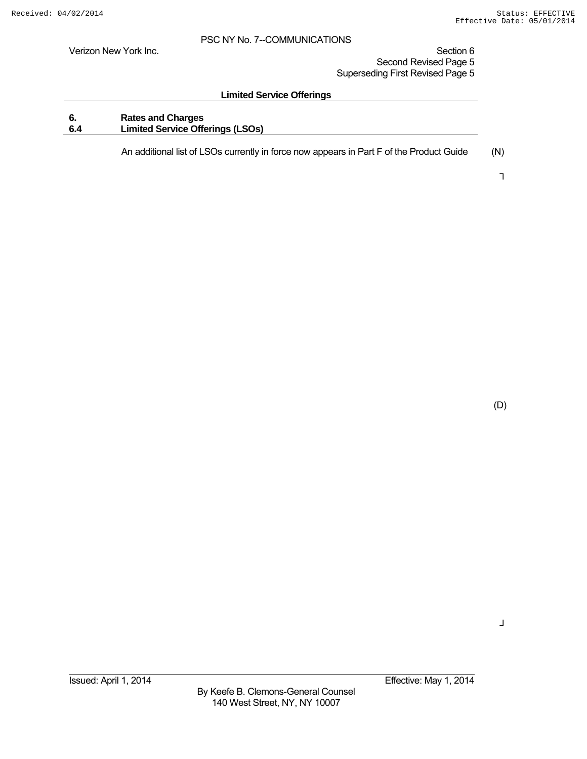PSC NY No. 7--COMMUNICATIONS

Verizon New York Inc.

Section 6
Second Revised Page 5
Superseding First Revised Page 5

**Limited Service Offerings**

**6. Rates and Charges**

**6.4 Limited Service Offerings (LSOs)**

An additional list of LSOs currently in force now appears in Part F of the Product Guide (N)

(D)

Issued: April 1, 2014

Effective: May 1, 2014

By Keefe B. Clemons-General Counsel
140 West Street, NY, NY 10007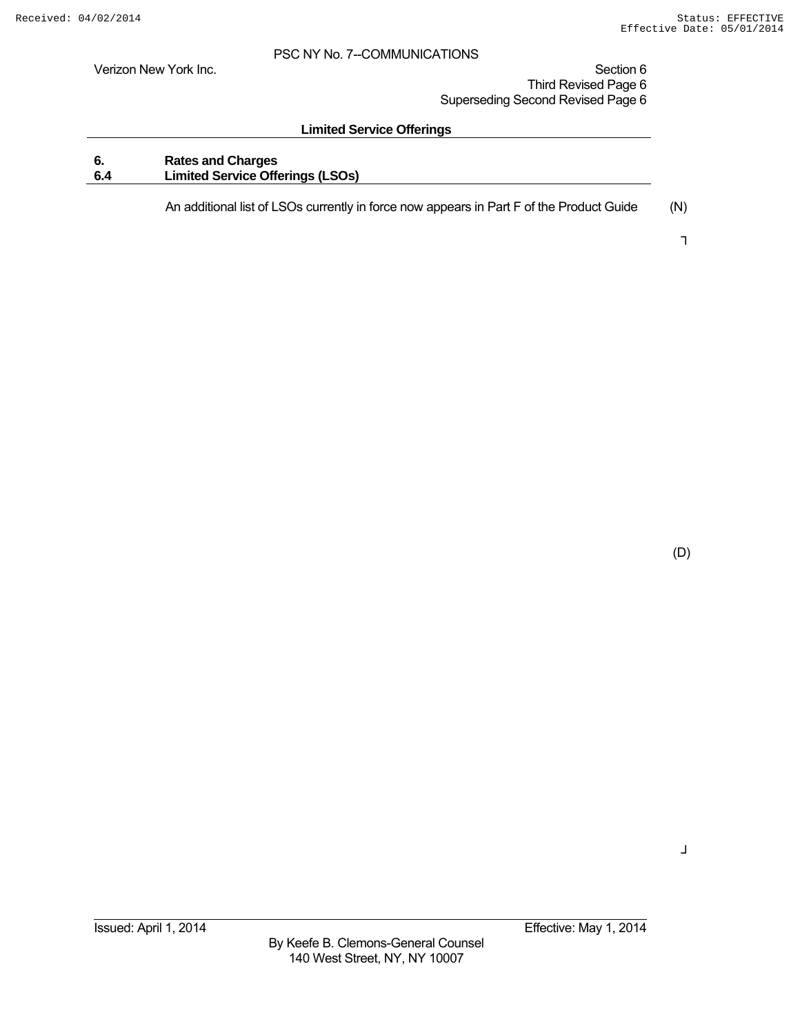PSC NY No. 7--COMMUNICATIONS

Verizon New York Inc.

Section 6
Third Revised Page 6
Superseding Second Revised Page 6

**Limited Service Offerings**

**6. Rates and Charges**
**6.4 Limited Service Offerings (LSOs)**

An additional list of LSOs currently in force now appears in Part F of the Product Guide (N)

(D)

Issued: April 1, 2014

Effective: May 1, 2014

By Keefe B. Clemons-General Counsel
140 West Street, NY, NY 10007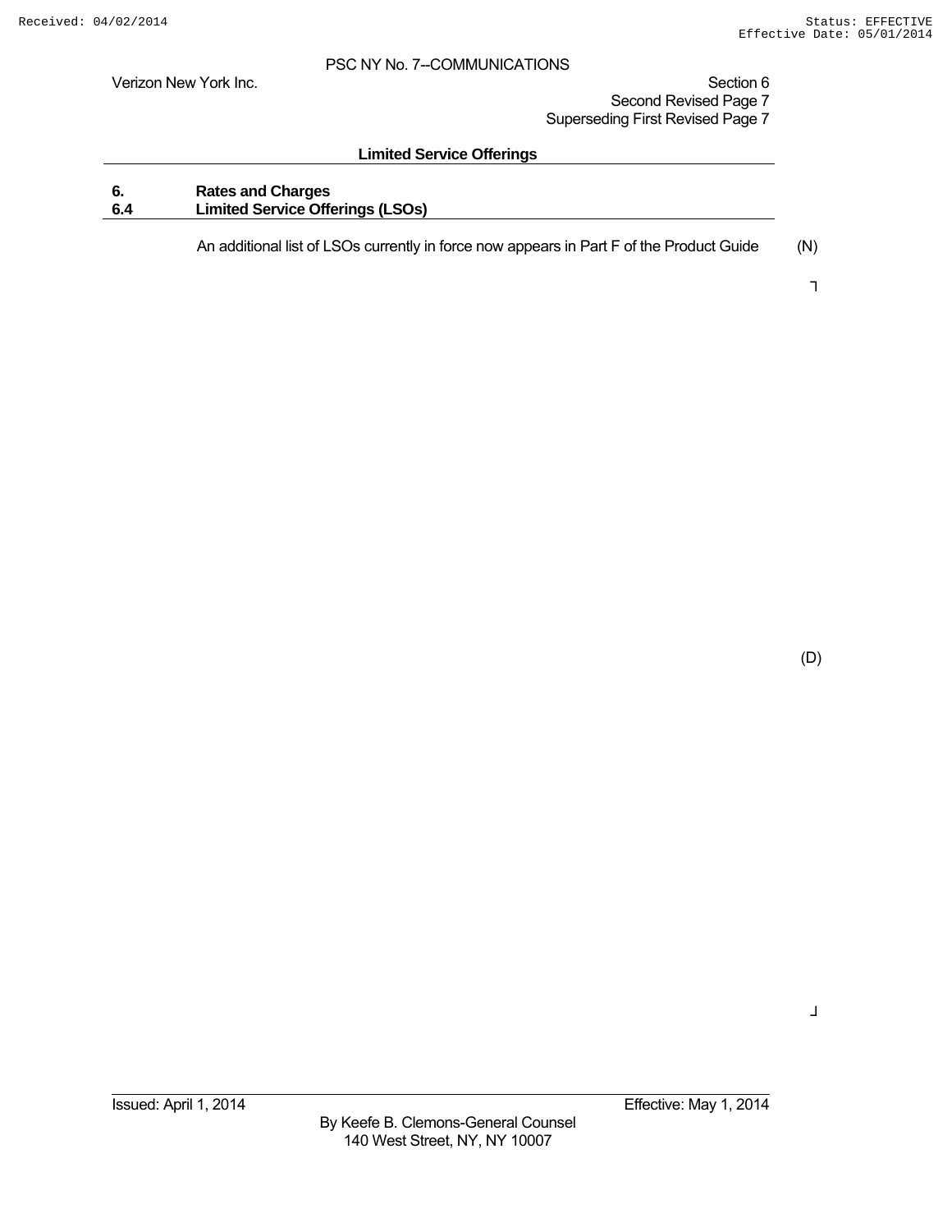PSC NY No. 7--COMMUNICATIONS

Verizon New York Inc.

Section 6
Second Revised Page 7
Superseding First Revised Page 7

**Limited Service Offerings**

**6. Rates and Charges**

**6.4 Limited Service Offerings (LSOs)**

An additional list of LSOs currently in force now appears in Part F of the Product Guide (N)

(D)

Issued: April 1, 2014

Effective: May 1, 2014

By Keefe B. Clemons-General Counsel
140 West Street, NY, NY 10007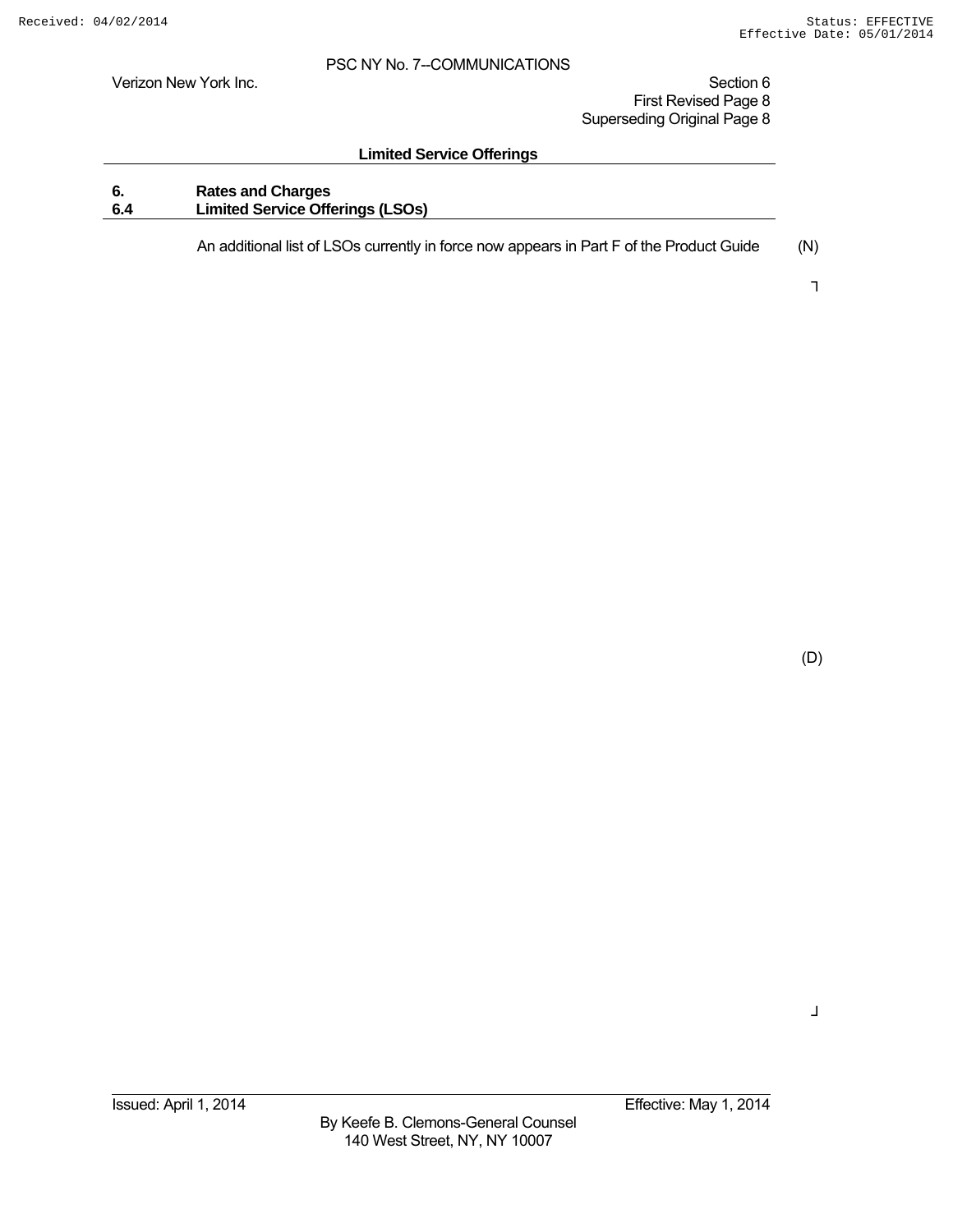**Limited Service Offerings**

## 6. Rates and Charges

### 6.4 Limited Service Offerings (LSOs)

An additional list of LSOs currently in force now appears in Part F of the Product Guide (N)

(D)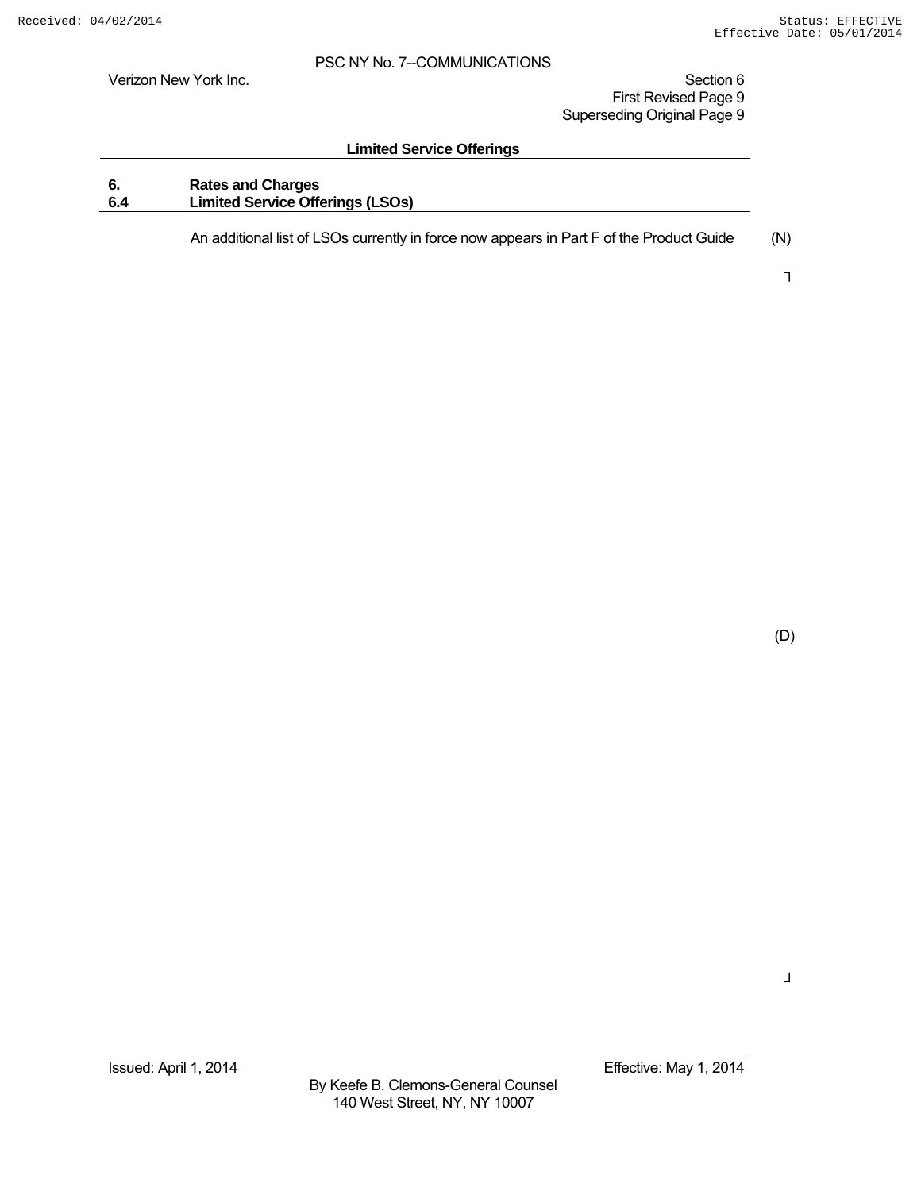PSC NY No. 7--COMMUNICATIONS

Verizon New York Inc.

Section 6
First Revised Page 9
Superseding Original Page 9

**Limited Service Offerings**

**6. Rates and Charges**

**6.4 Limited Service Offerings (LSOs)**

An additional list of LSOs currently in force now appears in Part F of the Product Guide (N)

(D)

Issued: April 1, 2014

Effective: May 1, 2014

By Keefe B. Clemons-General Counsel
140 West Street, NY, NY 10007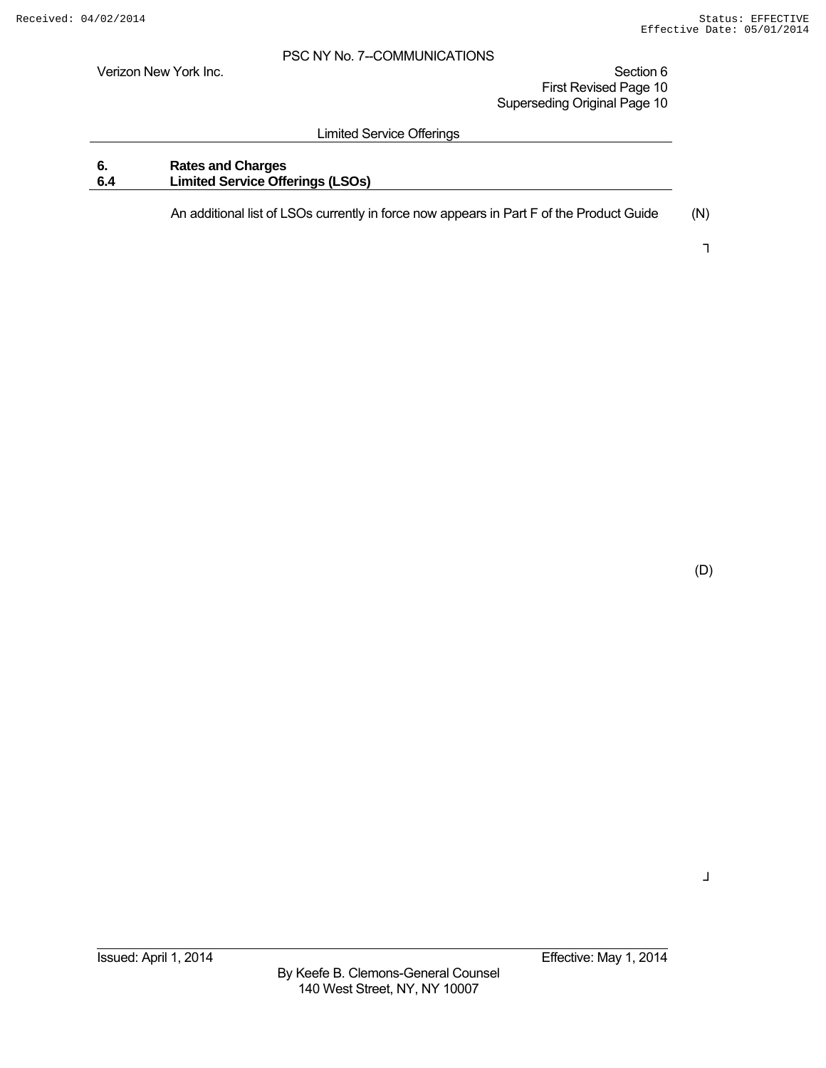Limited Service Offerings

## 6. Rates and Charges

### 6.4 Limited Service Offerings (LSOs)

An additional list of LSOs currently in force now appears in Part F of the Product Guide (N)

(D)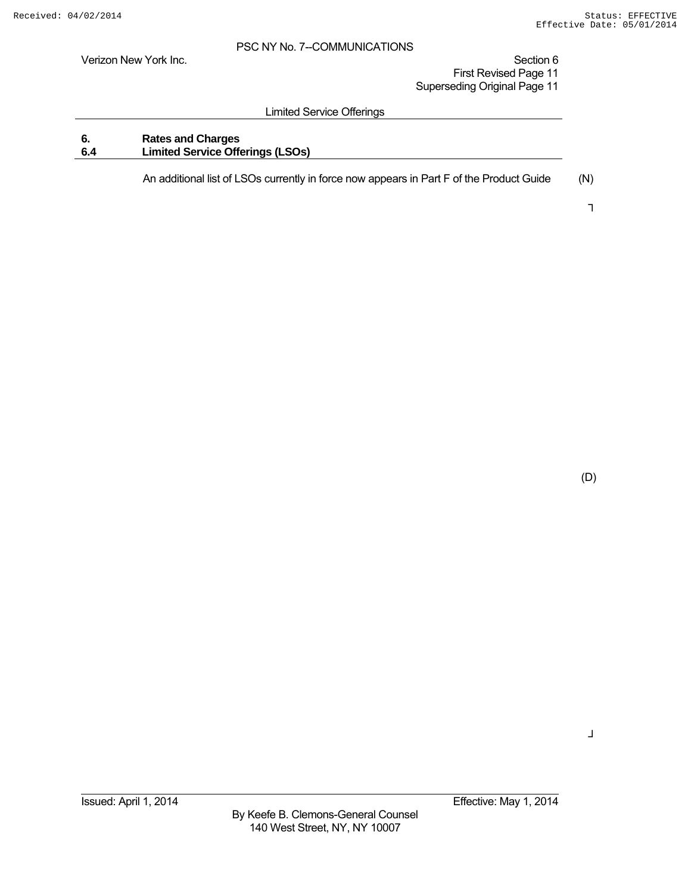Limited Service Offerings

**6. Rates and Charges**
**6.4 Limited Service Offerings (LSOs)**

An additional list of LSOs currently in force now appears in Part F of the Product Guide (N)

(D)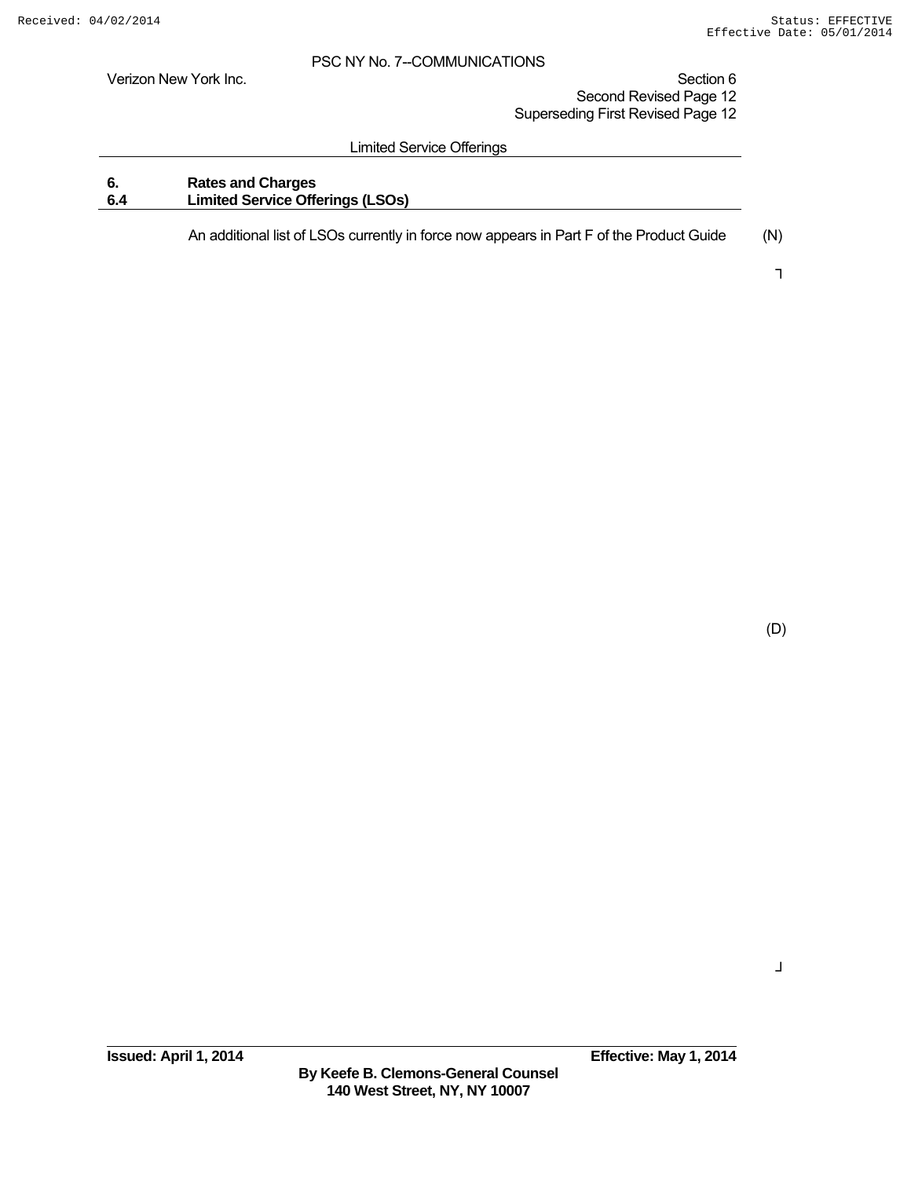Limited Service Offerings

**6. Rates and Charges**
**6.4 Limited Service Offerings (LSOs)**

An additional list of LSOs currently in force now appears in Part F of the Product Guide (N)

(D)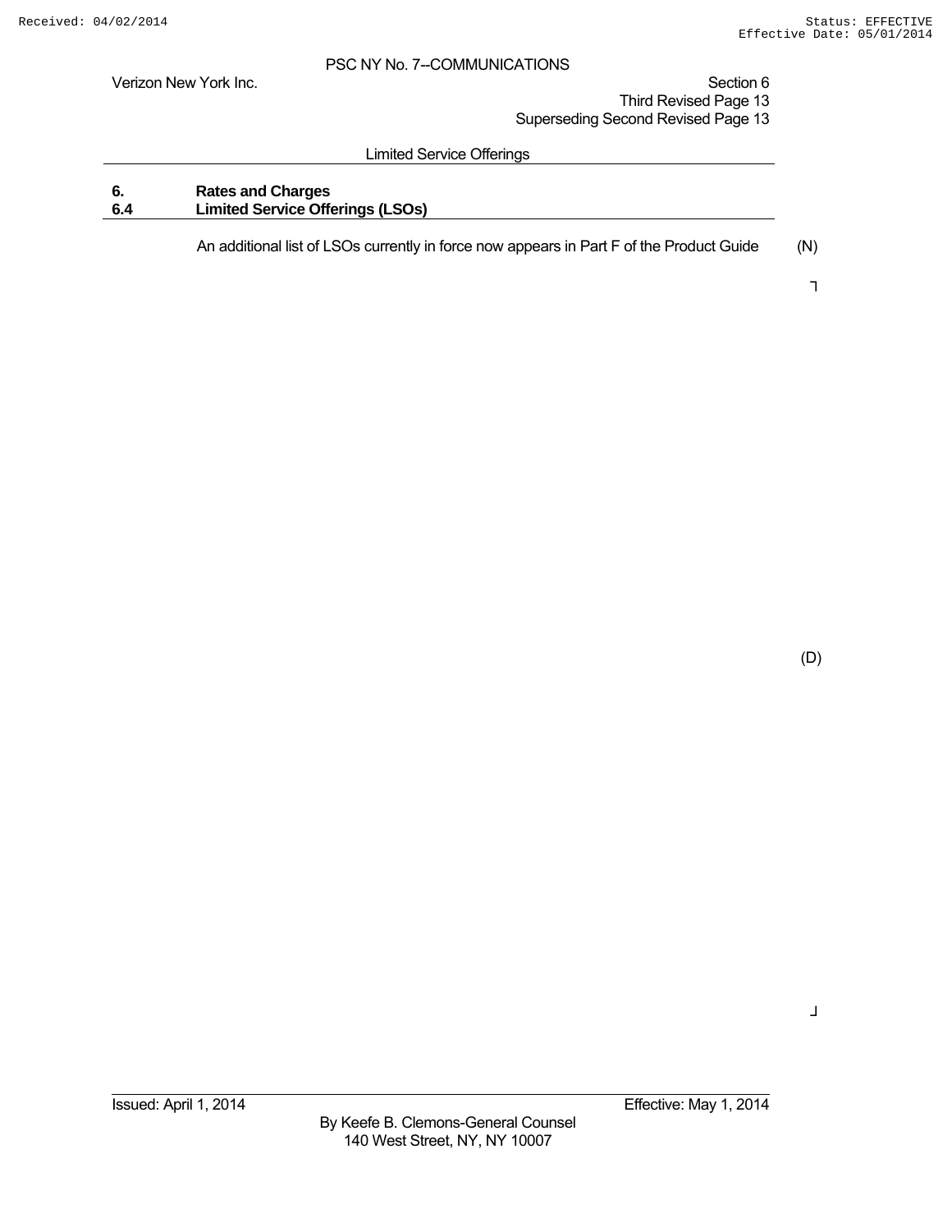PSC NY No. 7--COMMUNICATIONS

Verizon New York Inc.

Section 6
Third Revised Page 13
Superseding Second Revised Page 13

Limited Service Offerings

**6. Rates and Charges**
**6.4 Limited Service Offerings (LSOs)**

An additional list of LSOs currently in force now appears in Part F of the Product Guide (N)

(D)

Issued: April 1, 2014

Effective: May 1, 2014

By Keefe B. Clemons-General Counsel
140 West Street, NY, NY 10007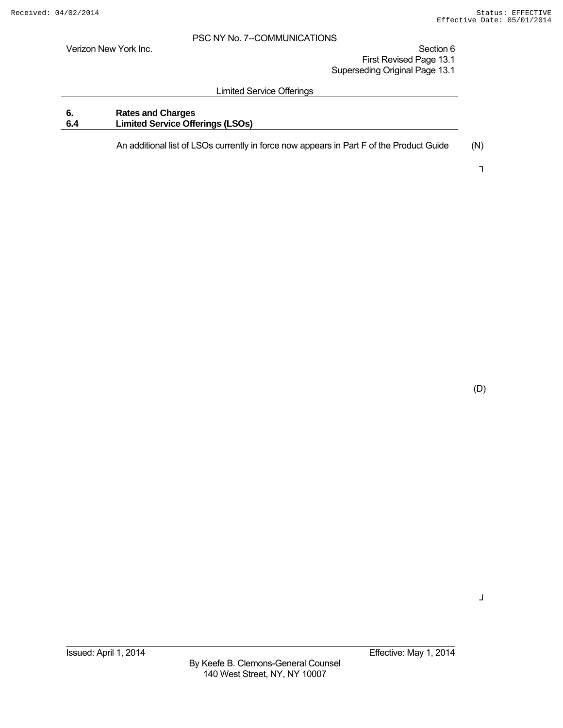Limited Service Offerings

**6. Rates and Charges**
**6.4 Limited Service Offerings (LSOs)**

An additional list of LSOs currently in force now appears in Part F of the Product Guide (N)

(D)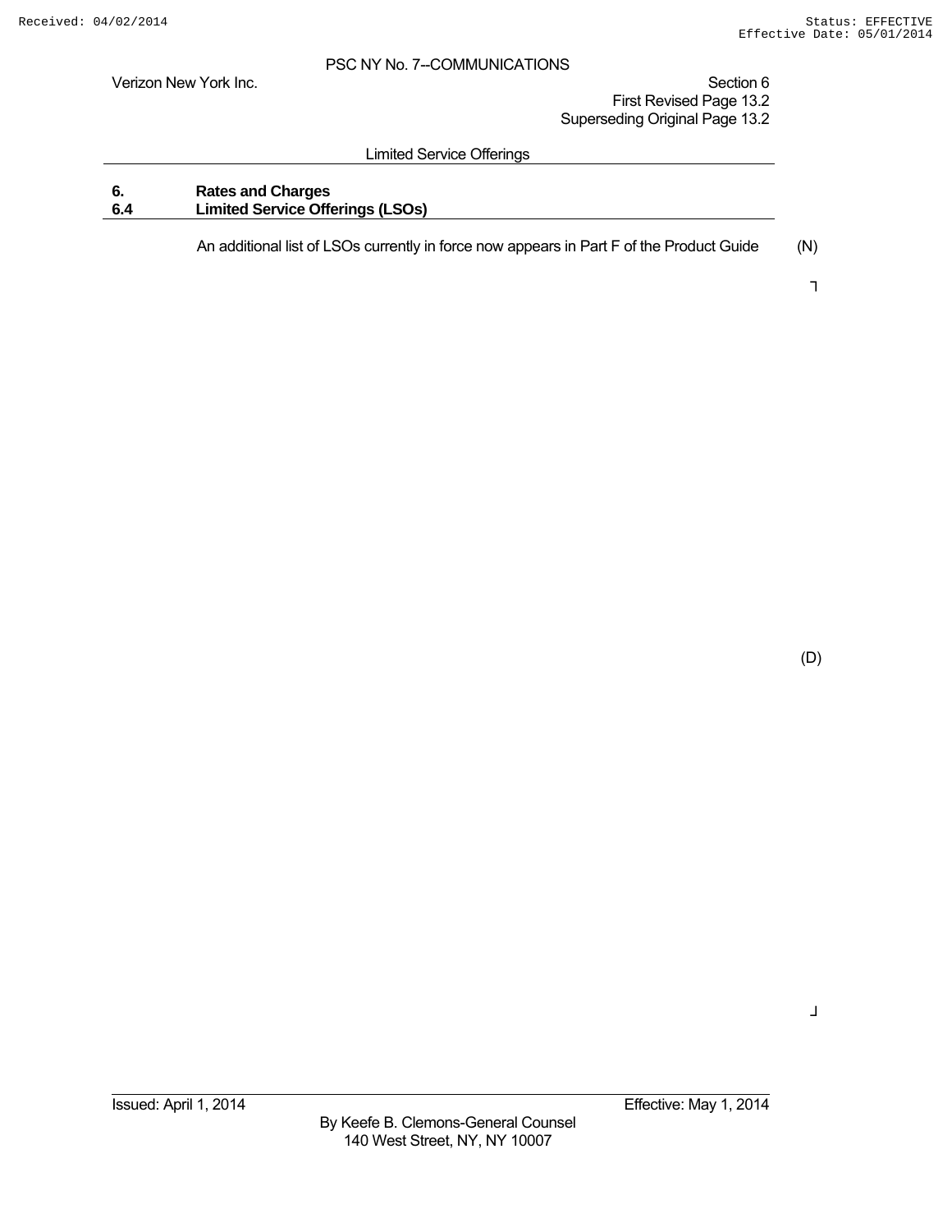PSC NY No. 7--COMMUNICATIONS

Verizon New York Inc.

Section 6
First Revised Page 13.2
Superseding Original Page 13.2

Limited Service Offerings

## 6. Rates and Charges
## 6.4 Limited Service Offerings (LSOs)

An additional list of LSOs currently in force now appears in Part F of the Product Guide (N)

(D)

Issued: April 1, 2014

Effective: May 1, 2014

By Keefe B. Clemons-General Counsel
140 West Street, NY, NY 10007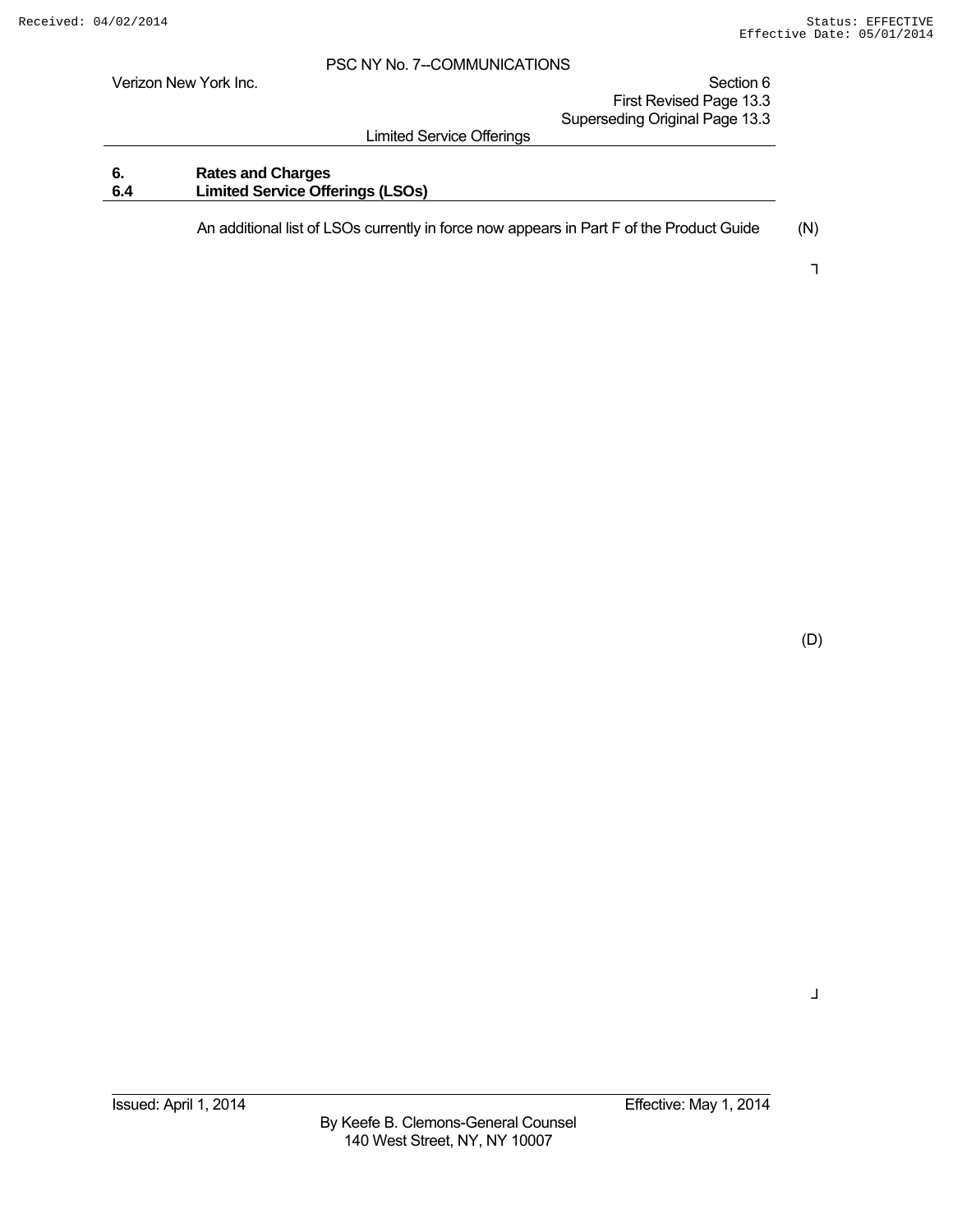## 6. Rates and Charges

## 6.4 Limited Service Offerings (LSOs)

An additional list of LSOs currently in force now appears in Part F of the Product Guide (N)

(D)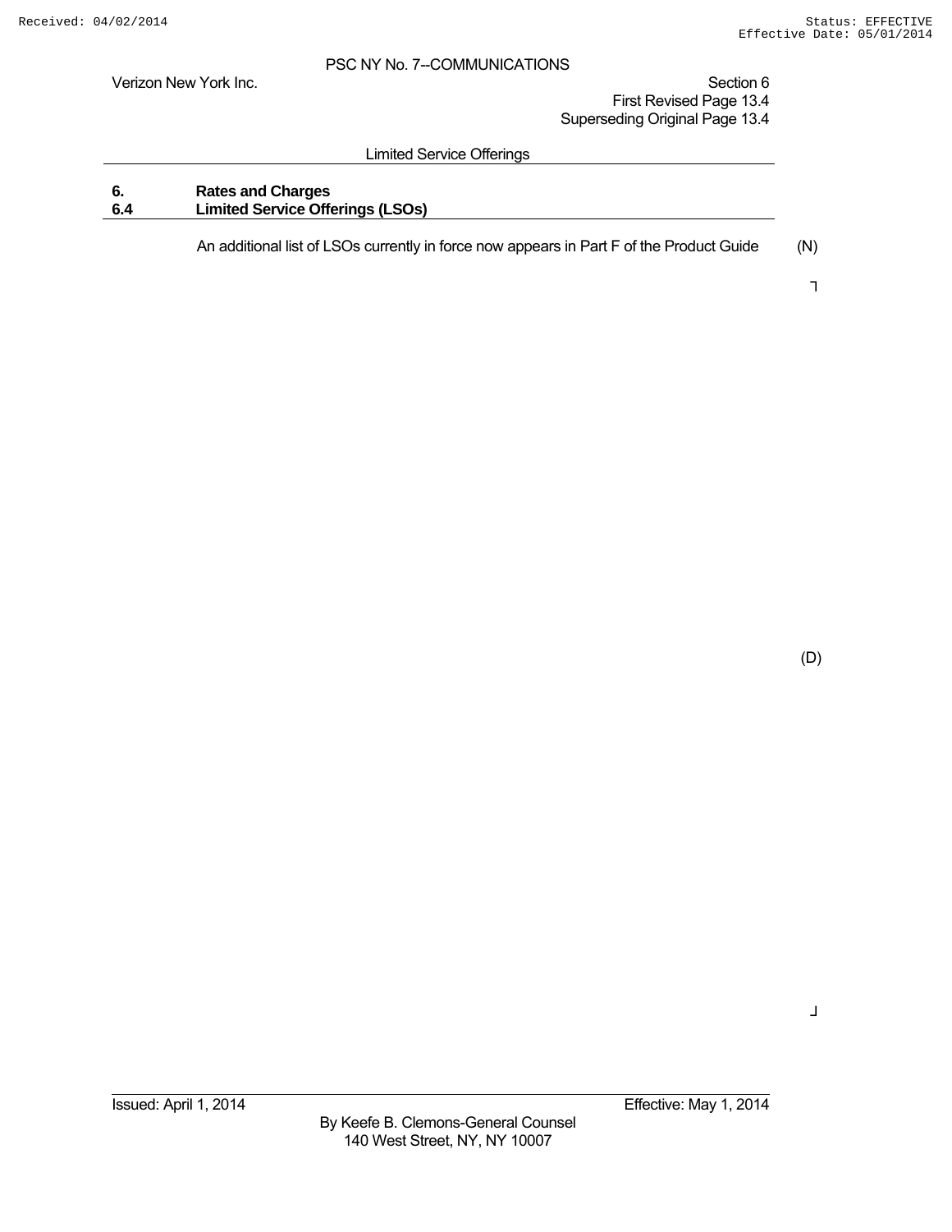Limited Service Offerings

**6. Rates and Charges**

**6.4 Limited Service Offerings (LSOs)**

An additional list of LSOs currently in force now appears in Part F of the Product Guide (N)

(D)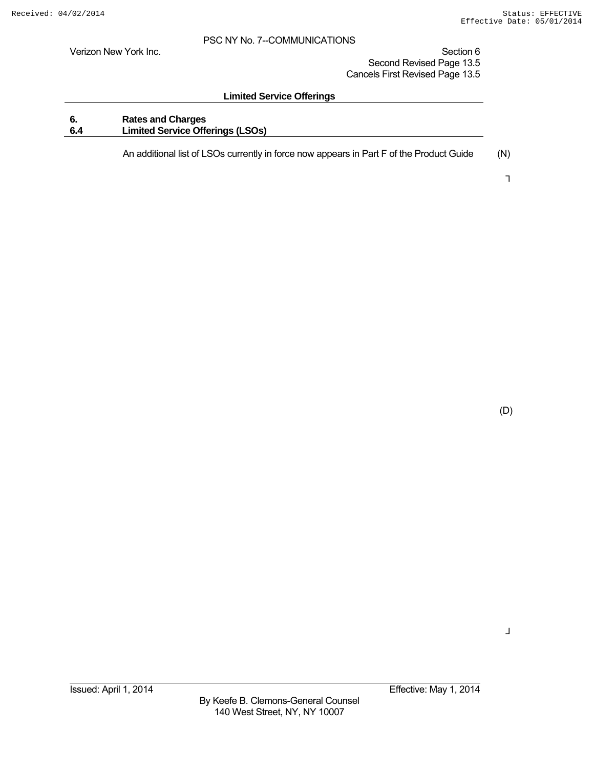**Limited Service Offerings**

**6. Rates and Charges**

**6.4 Limited Service Offerings (LSOs)**

An additional list of LSOs currently in force now appears in Part F of the Product Guide (N)

(D)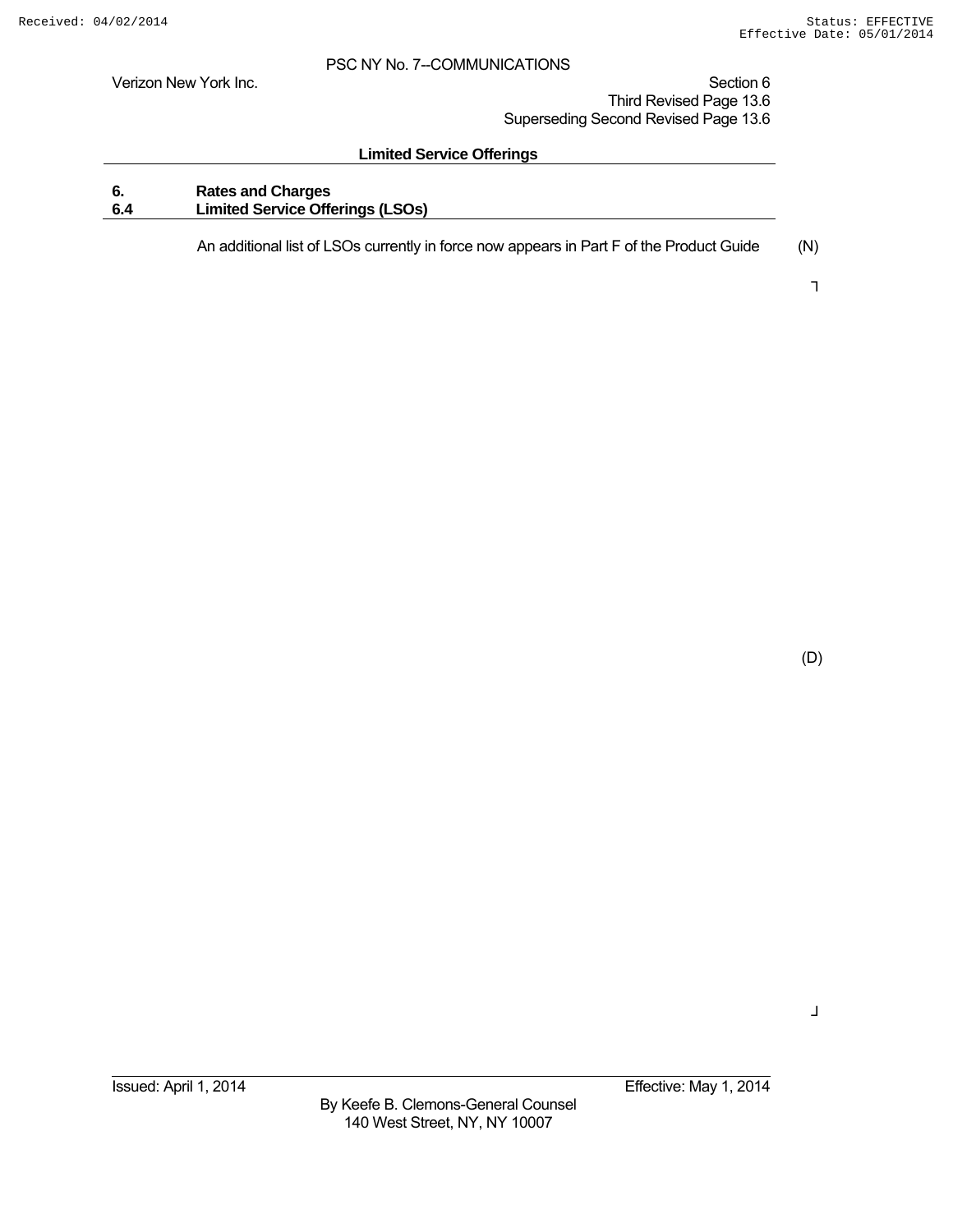## Limited Service Offerings

### 6. Rates and Charges
### 6.4 Limited Service Offerings (LSOs)

An additional list of LSOs currently in force now appears in Part F of the Product Guide (N)

(D)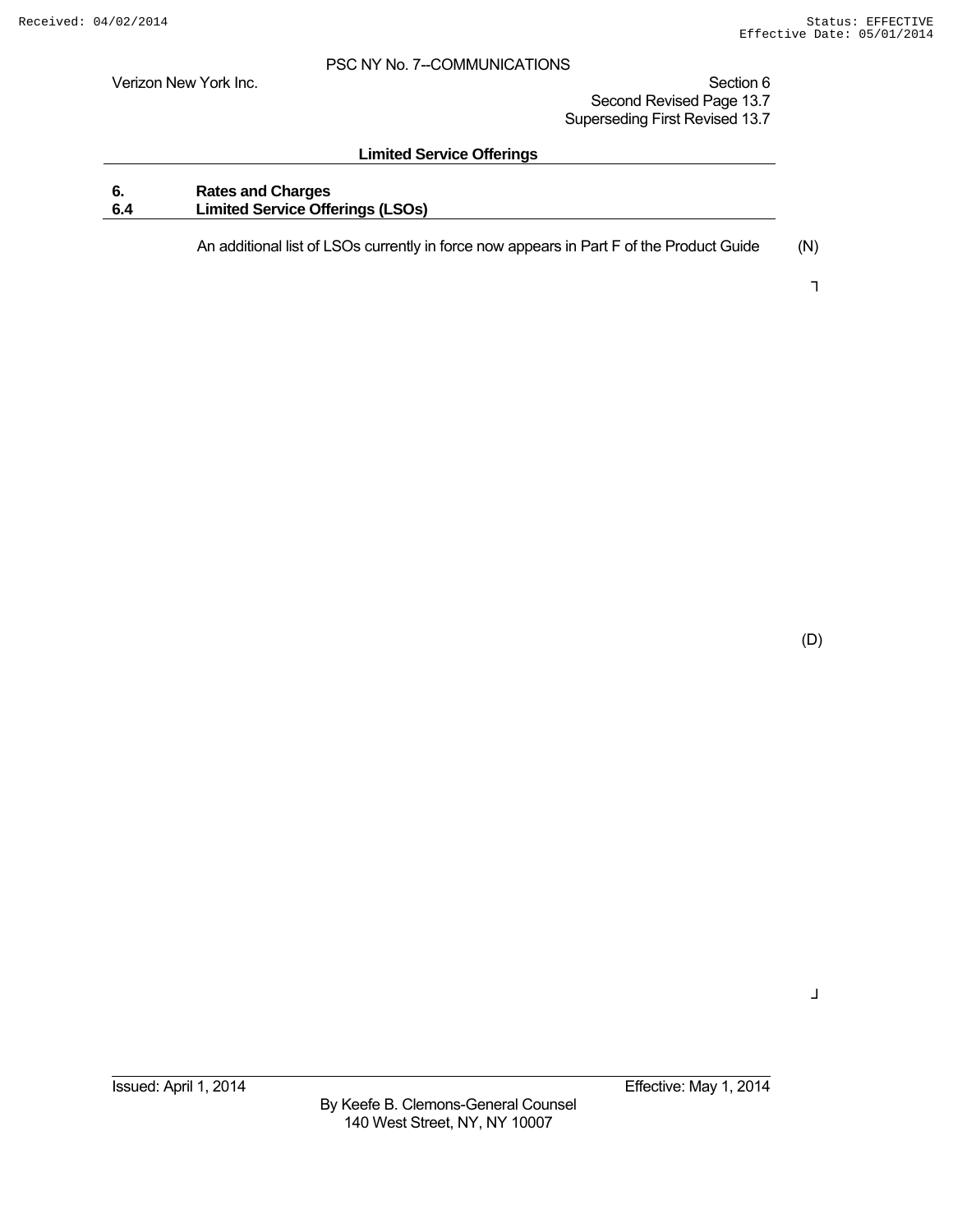PSC NY No. 7--COMMUNICATIONS

Verizon New York Inc.

Section 6
Second Revised Page 13.7
Superseding First Revised 13.7

**Limited Service Offerings**

## 6. Rates and Charges

### 6.4 Limited Service Offerings (LSOs)

An additional list of LSOs currently in force now appears in Part F of the Product Guide (N)

(D)

Issued: April 1, 2014

Effective: May 1, 2014

By Keefe B. Clemons-General Counsel
140 West Street, NY, NY 10007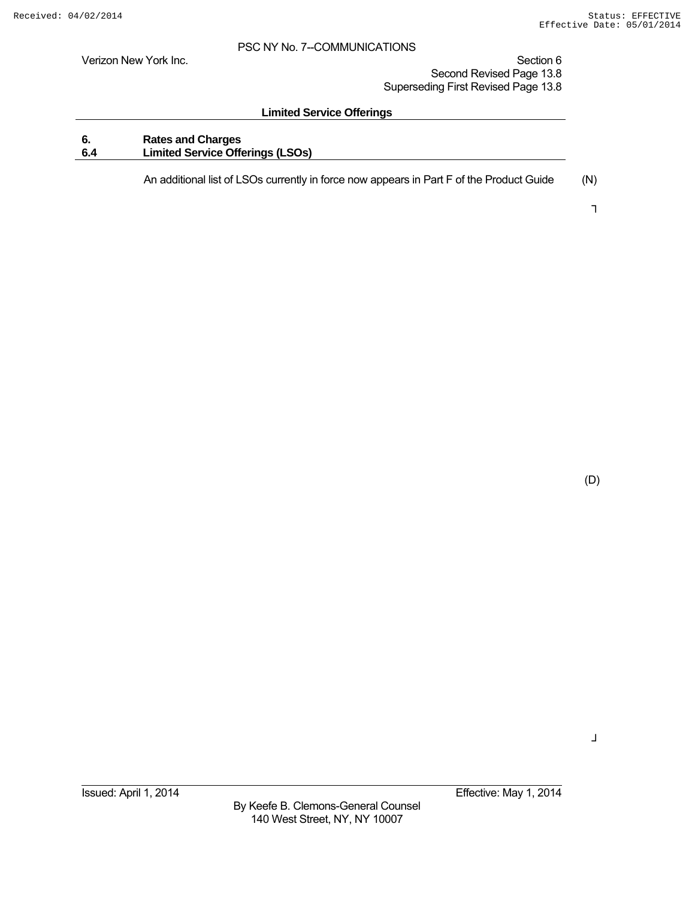PSC NY No. 7--COMMUNICATIONS

Verizon New York Inc.

Section 6
Second Revised Page 13.8
Superseding First Revised Page 13.8

**Limited Service Offerings**

**6. Rates and Charges**
**6.4 Limited Service Offerings (LSOs)**

An additional list of LSOs currently in force now appears in Part F of the Product Guide (N)

(D)

Issued: April 1, 2014

Effective: May 1, 2014

By Keefe B. Clemons-General Counsel
140 West Street, NY, NY 10007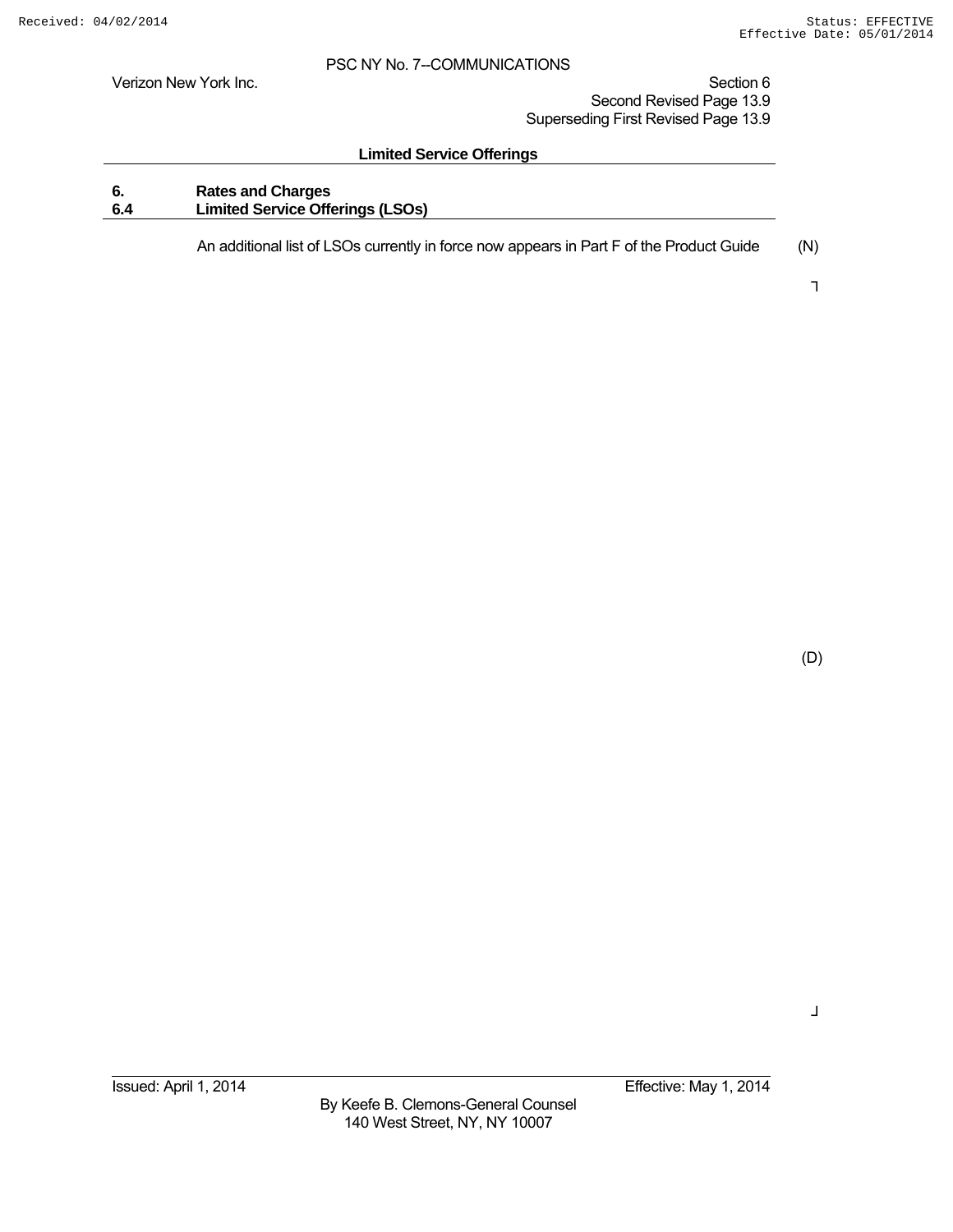PSC NY No. 7--COMMUNICATIONS

Verizon New York Inc.

Section 6
Second Revised Page 13.9
Superseding First Revised Page 13.9

**Limited Service Offerings**

**6. Rates and Charges**
**6.4 Limited Service Offerings (LSOs)**

An additional list of LSOs currently in force now appears in Part F of the Product Guide (N)

(D)

Issued: April 1, 2014

Effective: May 1, 2014

By Keefe B. Clemons-General Counsel
140 West Street, NY, NY 10007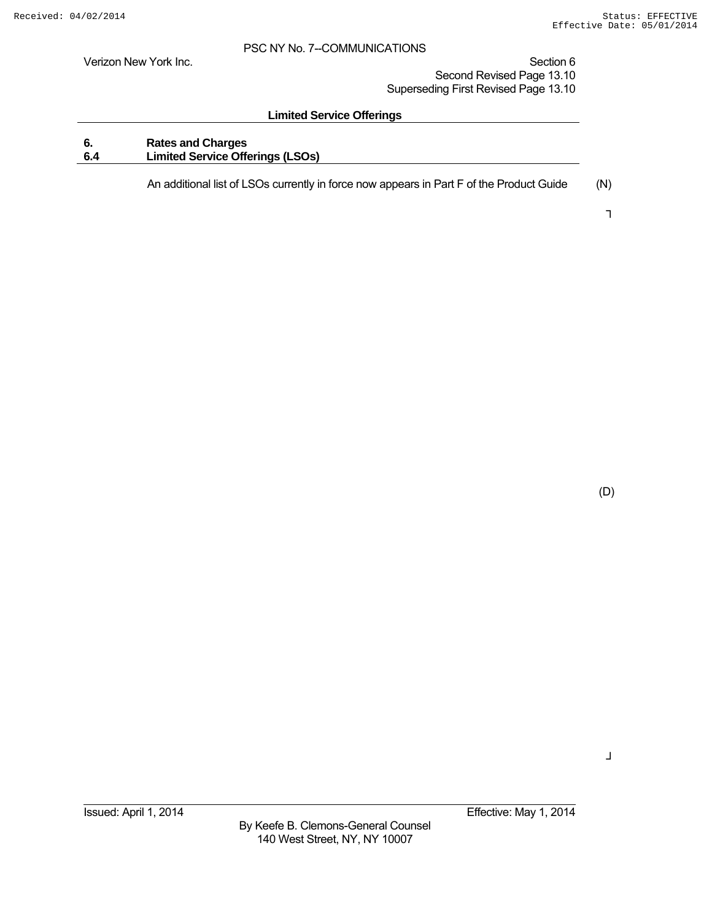PSC NY No. 7--COMMUNICATIONS

Verizon New York Inc.

Section 6
Second Revised Page 13.10
Superseding First Revised Page 13.10

## Limited Service Offerings

## 6. Rates and Charges
### 6.4 Limited Service Offerings (LSOs)

An additional list of LSOs currently in force now appears in Part F of the Product Guide (N)

(D)

Issued: April 1, 2014

Effective: May 1, 2014

By Keefe B. Clemons-General Counsel
140 West Street, NY, NY 10007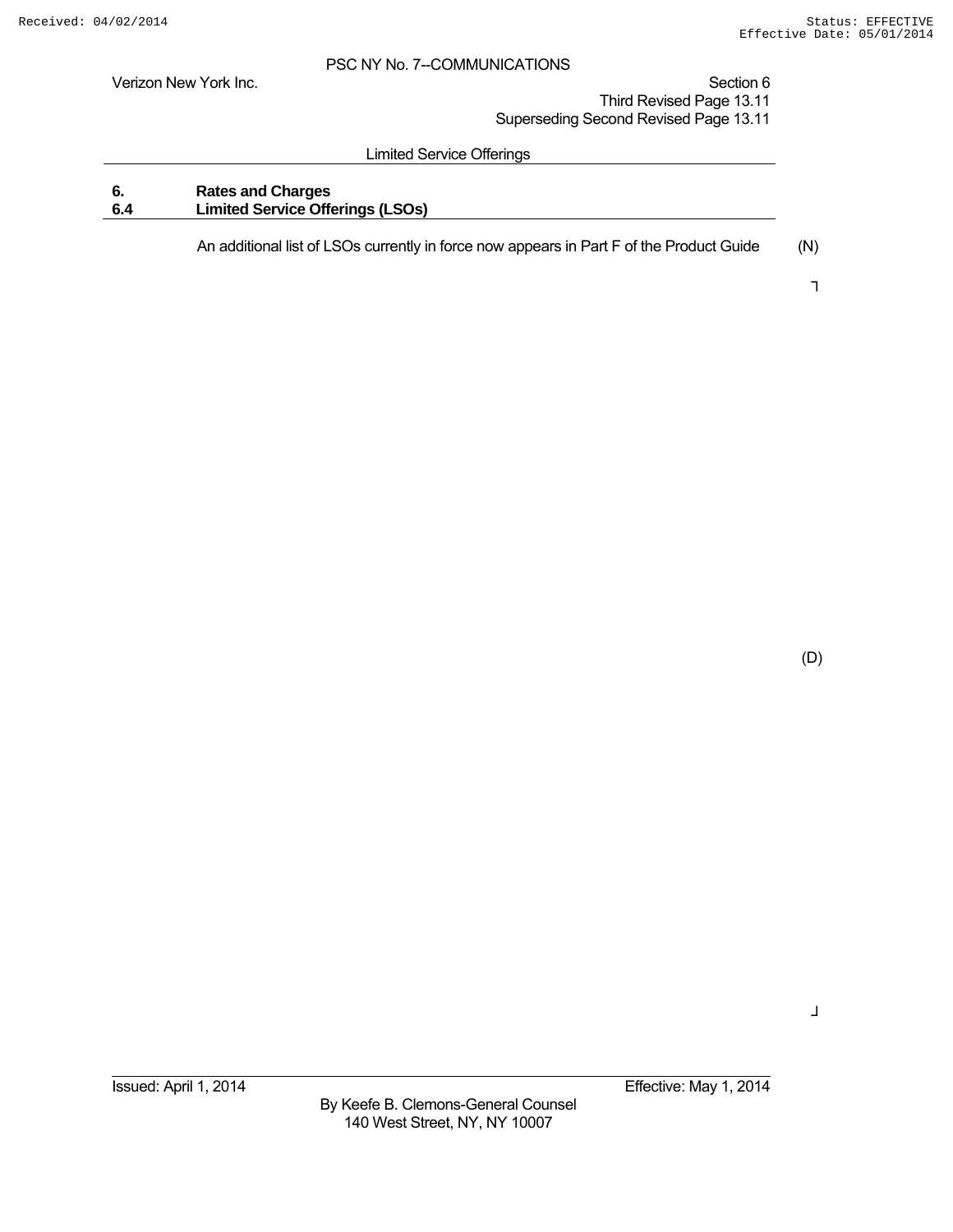Limited Service Offerings

**6. Rates and Charges**
**6.4 Limited Service Offerings (LSOs)**

An additional list of LSOs currently in force now appears in Part F of the Product Guide (N)

(D)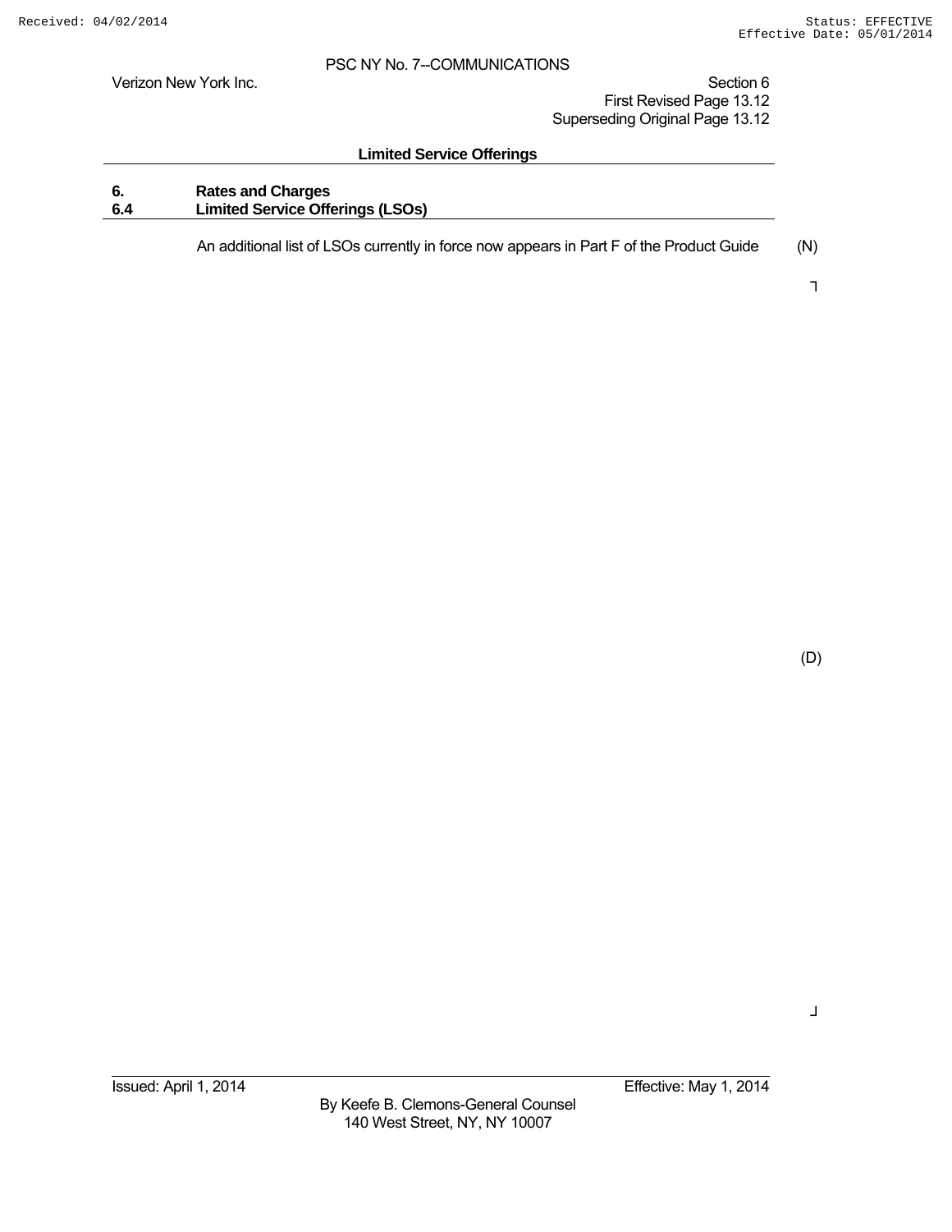PSC NY No. 7--COMMUNICATIONS

Verizon New York Inc.

Section 6
First Revised Page 13.12
Superseding Original Page 13.12

**Limited Service Offerings**

**6. Rates and Charges**
**6.4 Limited Service Offerings (LSOs)**

An additional list of LSOs currently in force now appears in Part F of the Product Guide (N)

(D)

Issued: April 1, 2014

Effective: May 1, 2014

By Keefe B. Clemons-General Counsel
140 West Street, NY, NY 10007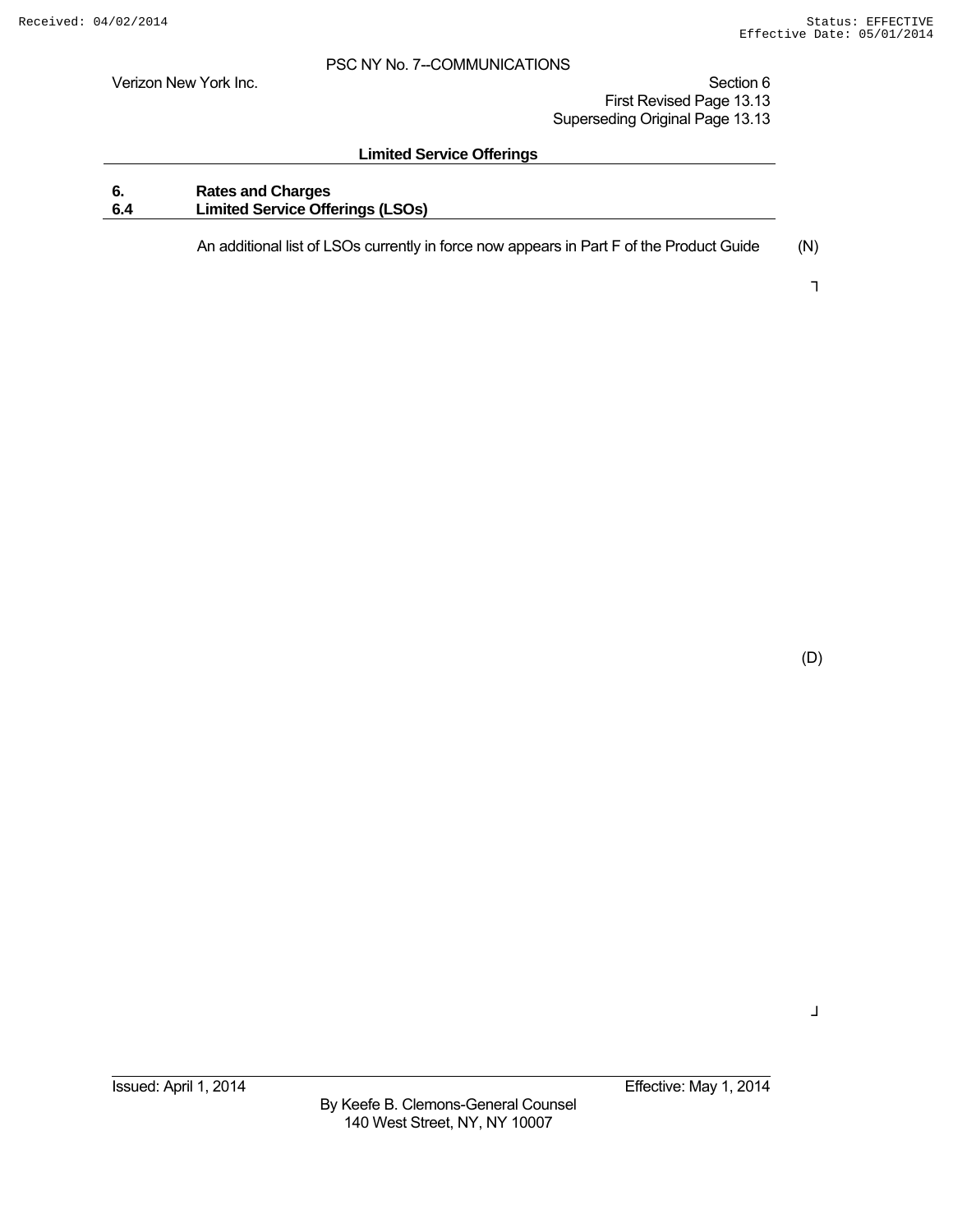PSC NY No. 7--COMMUNICATIONS

Verizon New York Inc.

Section 6
First Revised Page 13.13
Superseding Original Page 13.13

**Limited Service Offerings**

**6. Rates and Charges**
**6.4 Limited Service Offerings (LSOs)**

An additional list of LSOs currently in force now appears in Part F of the Product Guide (N)

(D)

Issued: April 1, 2014

Effective: May 1, 2014

By Keefe B. Clemons-General Counsel
140 West Street, NY, NY 10007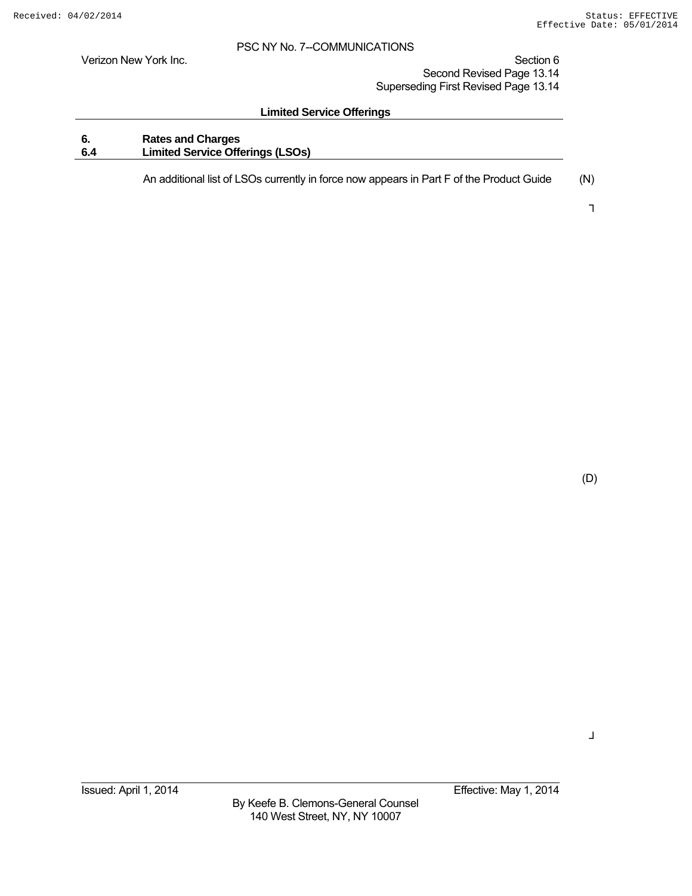Verizon New York Inc.

PSC NY No. 7--COMMUNICATIONS

Section 6
Second Revised Page 13.14
Superseding First Revised Page 13.14

**Limited Service Offerings**

**6. Rates and Charges**
**6.4 Limited Service Offerings (LSOs)**

An additional list of LSOs currently in force now appears in Part F of the Product Guide (N)

(D)

Issued: April 1, 2014

Effective: May 1, 2014

By Keefe B. Clemons-General Counsel
140 West Street, NY, NY 10007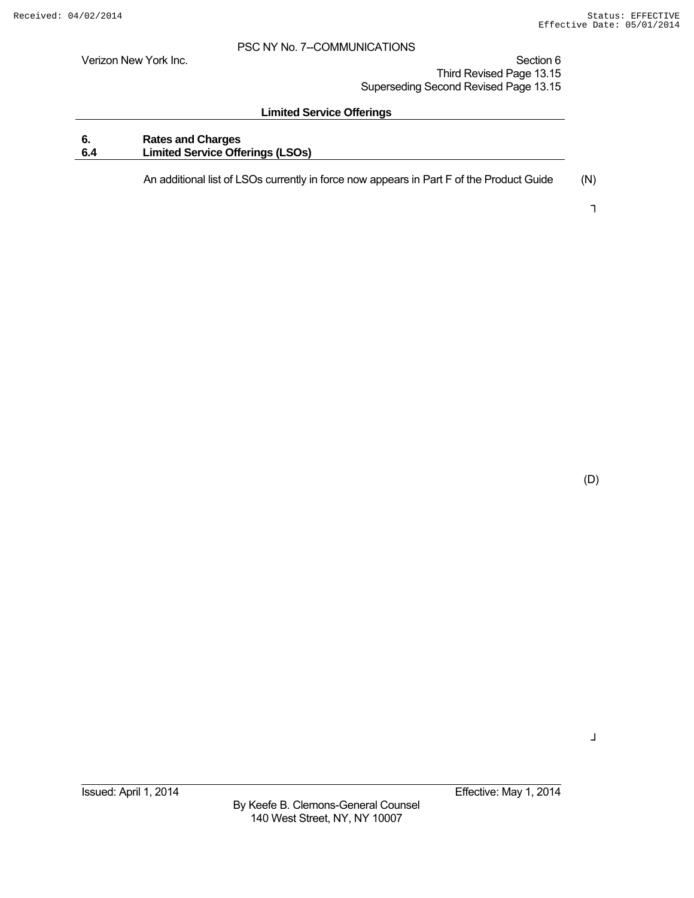**Limited Service Offerings**

**6. Rates and Charges**

**6.4 Limited Service Offerings (LSOs)**

An additional list of LSOs currently in force now appears in Part F of the Product Guide (N)

(D)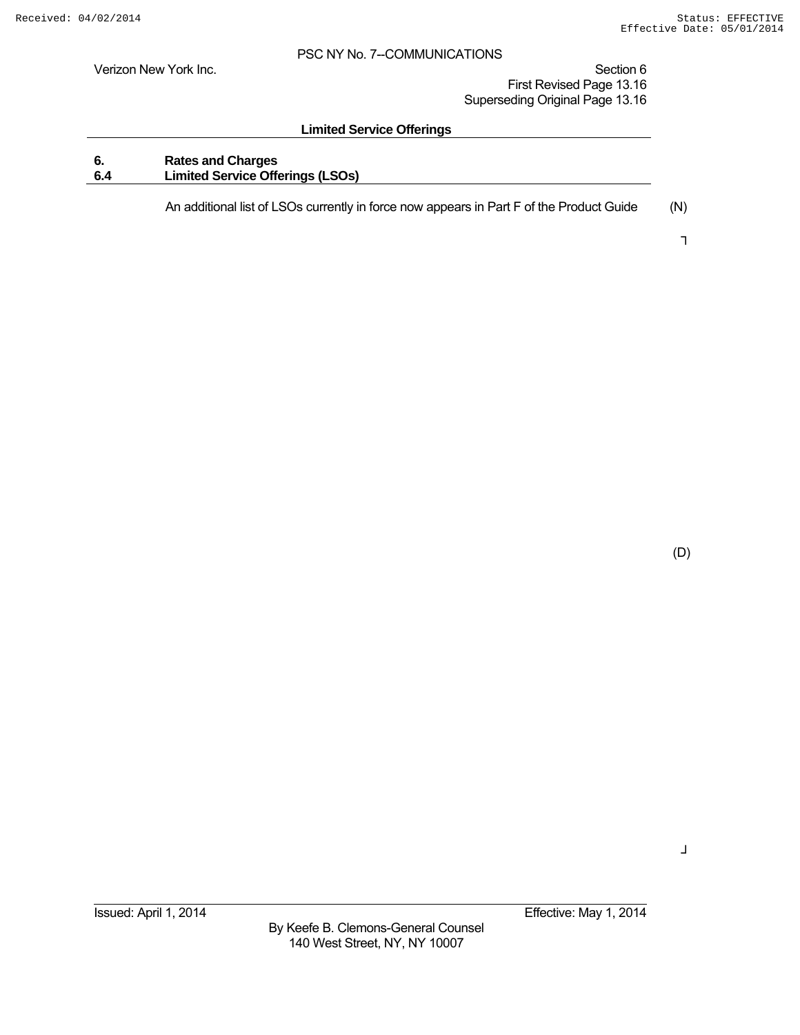PSC NY No. 7--COMMUNICATIONS

Verizon New York Inc.

Section 6
First Revised Page 13.16
Superseding Original Page 13.16

**Limited Service Offerings**

**6. Rates and Charges**
**6.4 Limited Service Offerings (LSOs)**

An additional list of LSOs currently in force now appears in Part F of the Product Guide (N)

(D)

Issued: April 1, 2014

Effective: May 1, 2014

By Keefe B. Clemons-General Counsel
140 West Street, NY, NY 10007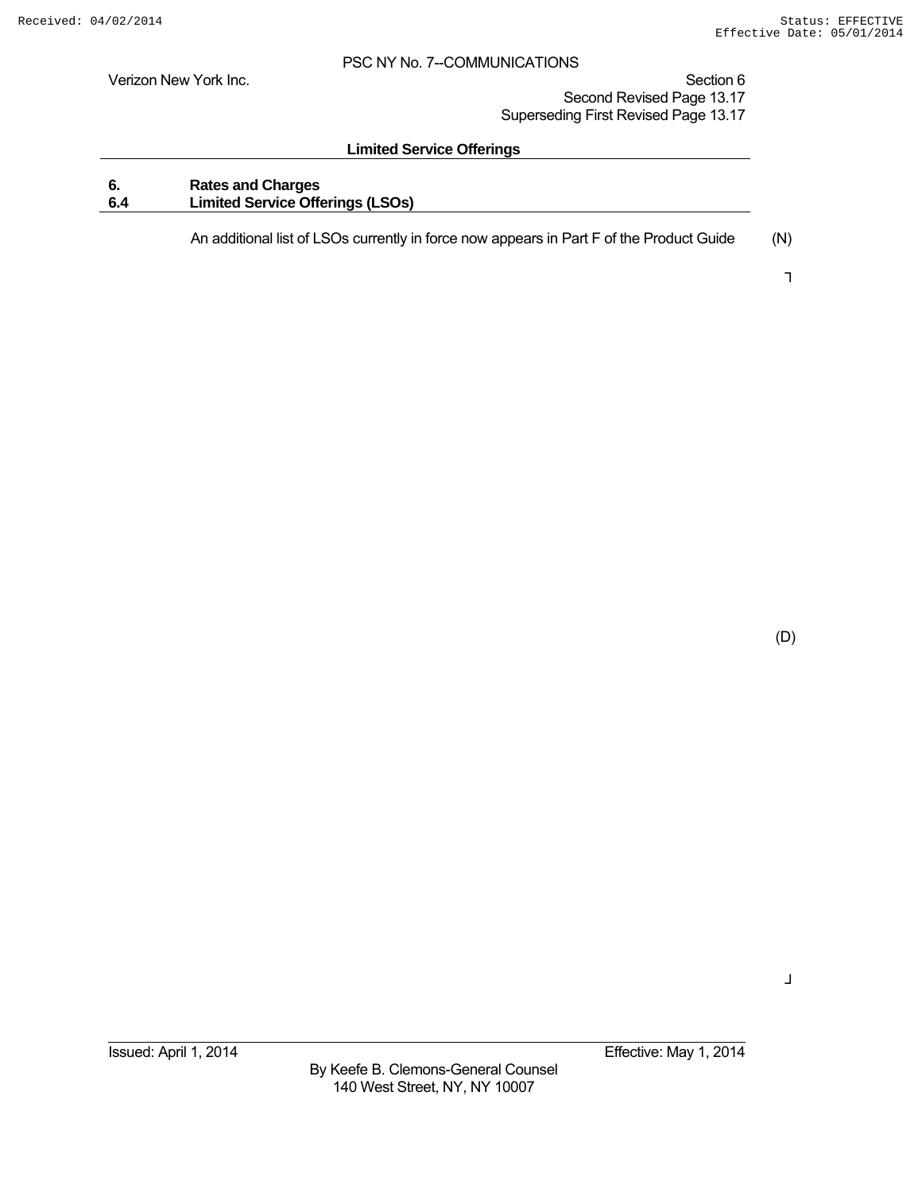PSC NY No. 7--COMMUNICATIONS

Verizon New York Inc.

Section 6
Second Revised Page 13.17
Superseding First Revised Page 13.17

**Limited Service Offerings**

**6. Rates and Charges**
**6.4 Limited Service Offerings (LSOs)**

An additional list of LSOs currently in force now appears in Part F of the Product Guide (N)

(D)

Issued: April 1, 2014

Effective: May 1, 2014

By Keefe B. Clemons-General Counsel
140 West Street, NY, NY 10007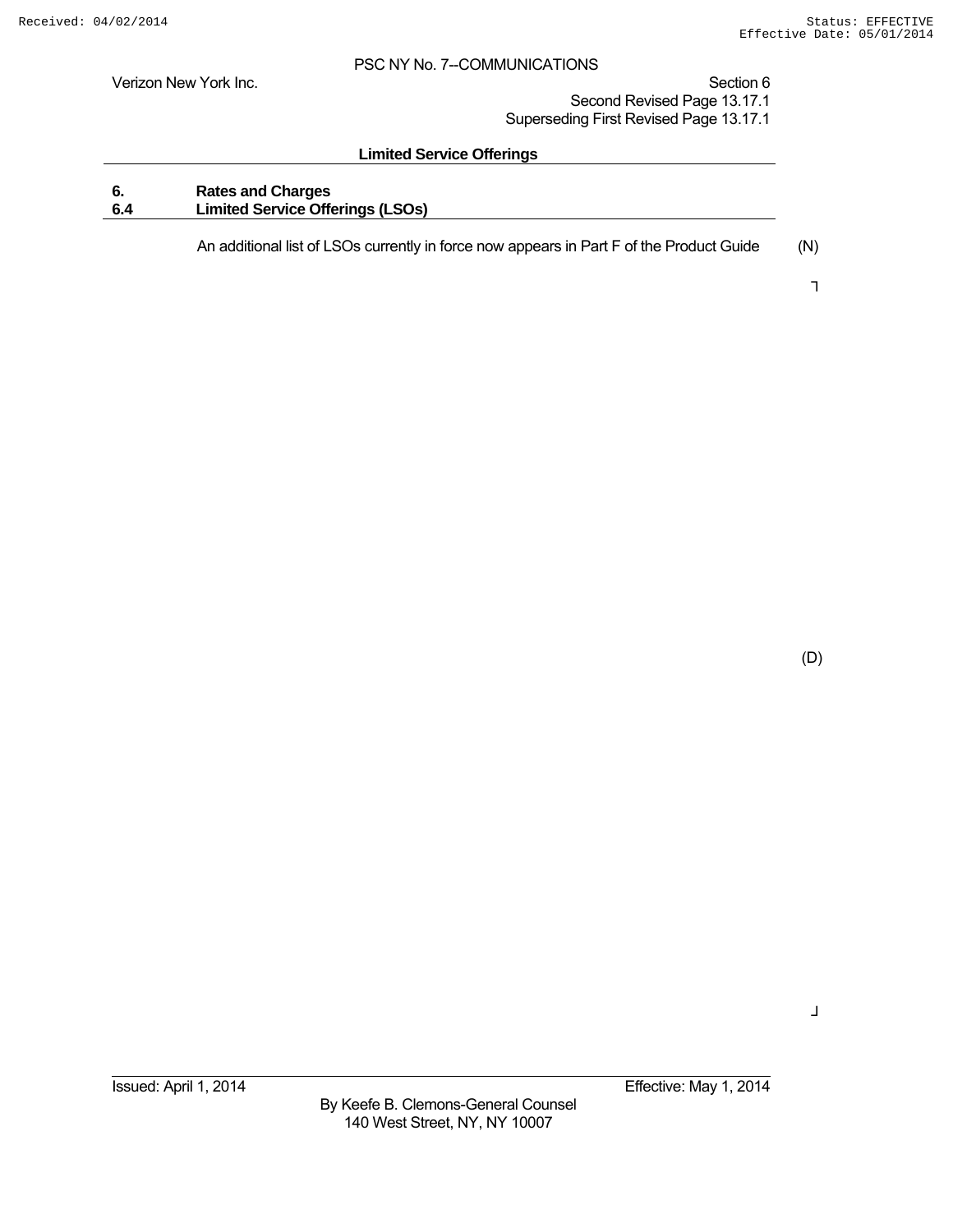**Limited Service Offerings**

**6. Rates and Charges**
**6.4 Limited Service Offerings (LSOs)**

An additional list of LSOs currently in force now appears in Part F of the Product Guide (N)

(D)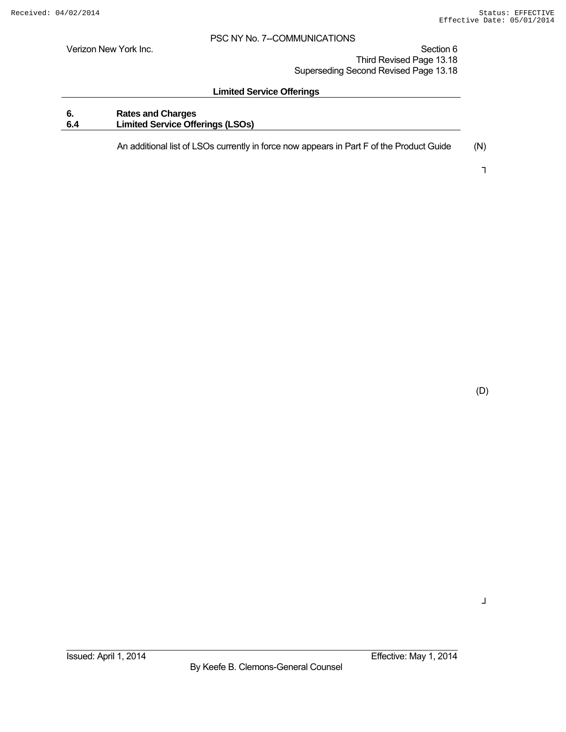PSC NY No. 7--COMMUNICATIONS

Verizon New York Inc.

Section 6
Third Revised Page 13.18
Superseding Second Revised Page 13.18

**Limited Service Offerings**

**6. Rates and Charges**
**6.4 Limited Service Offerings (LSOs)**

An additional list of LSOs currently in force now appears in Part F of the Product Guide (N)

(D)

Issued: April 1, 2014

Effective: May 1, 2014

By Keefe B. Clemons-General Counsel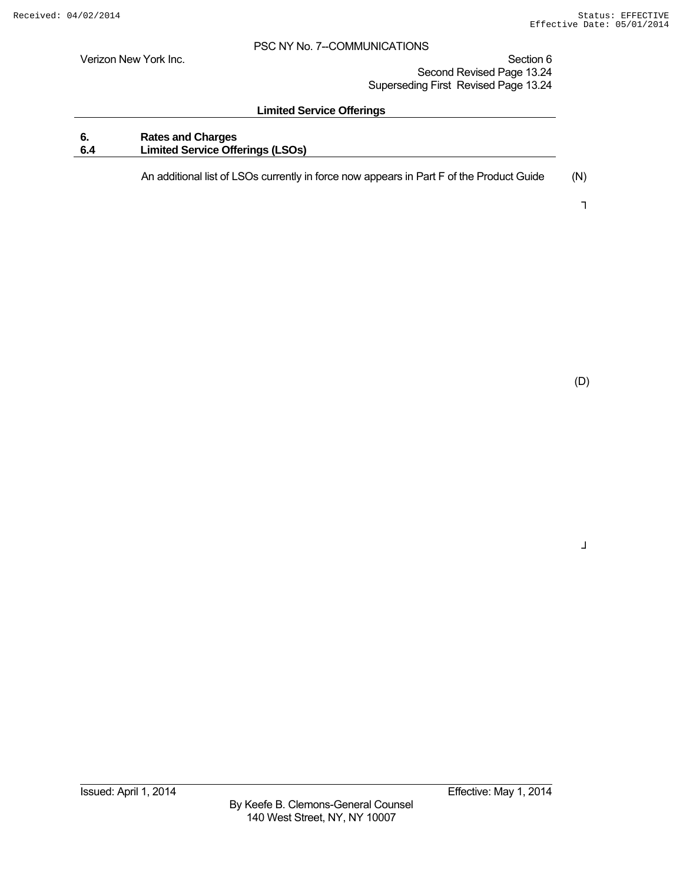PSC NY No. 7--COMMUNICATIONS

Verizon New York Inc.

Section 6
Second Revised Page 13.24
Superseding First Revised Page 13.24

**Limited Service Offerings**

## 6. Rates and Charges

## 6.4 Limited Service Offerings (LSOs)

An additional list of LSOs currently in force now appears in Part F of the Product Guide (N)

(D)

Issued: April 1, 2014

Effective: May 1, 2014

By Keefe B. Clemons-General Counsel
140 West Street, NY, NY 10007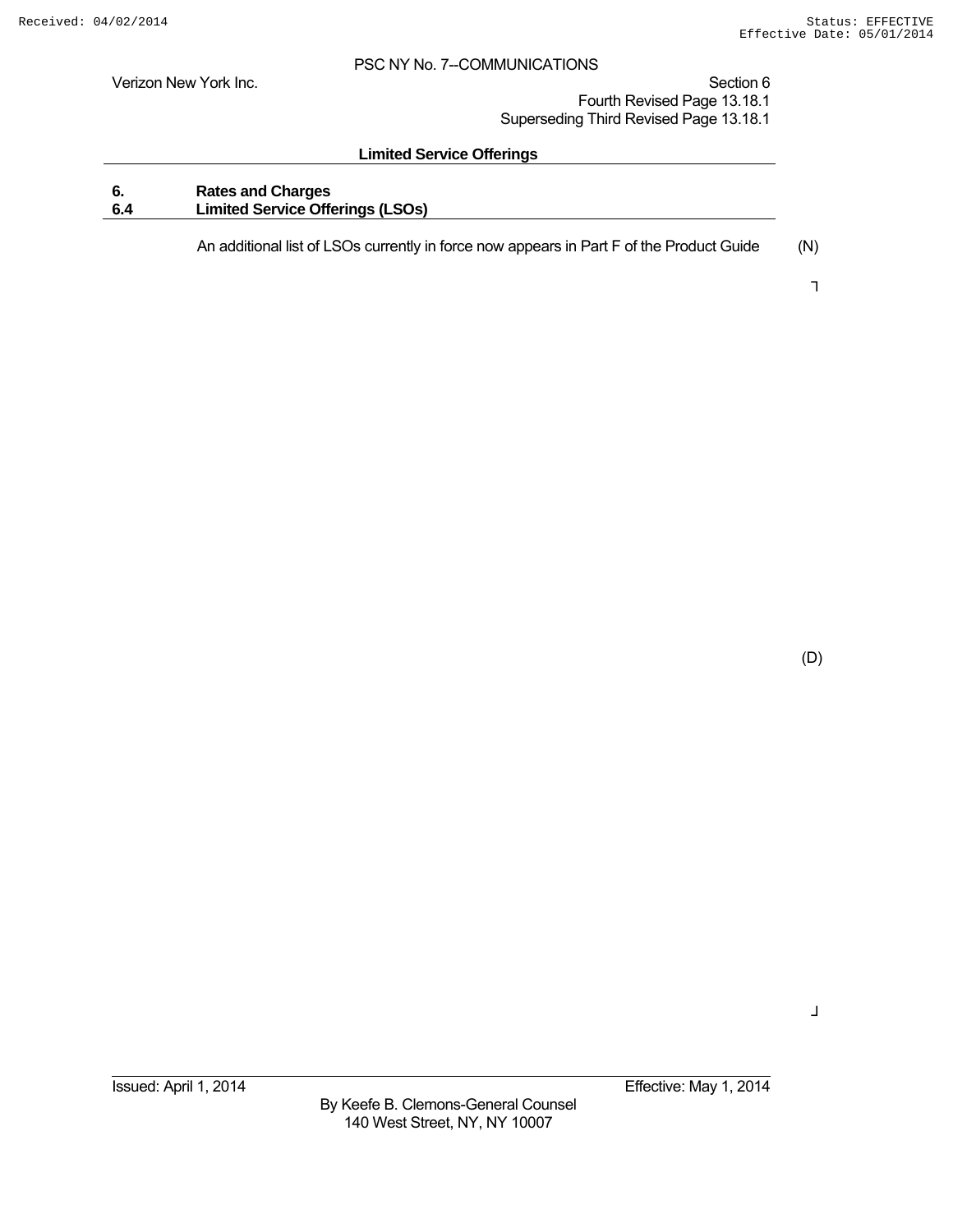PSC NY No. 7--COMMUNICATIONS

Verizon New York Inc.

Section 6
Fourth Revised Page 13.18.1
Superseding Third Revised Page 13.18.1

**Limited Service Offerings**

**6. Rates and Charges**
**6.4 Limited Service Offerings (LSOs)**

An additional list of LSOs currently in force now appears in Part F of the Product Guide (N)

(D)

Issued: April 1, 2014 Effective: May 1, 2014

By Keefe B. Clemons-General Counsel
140 West Street, NY, NY 10007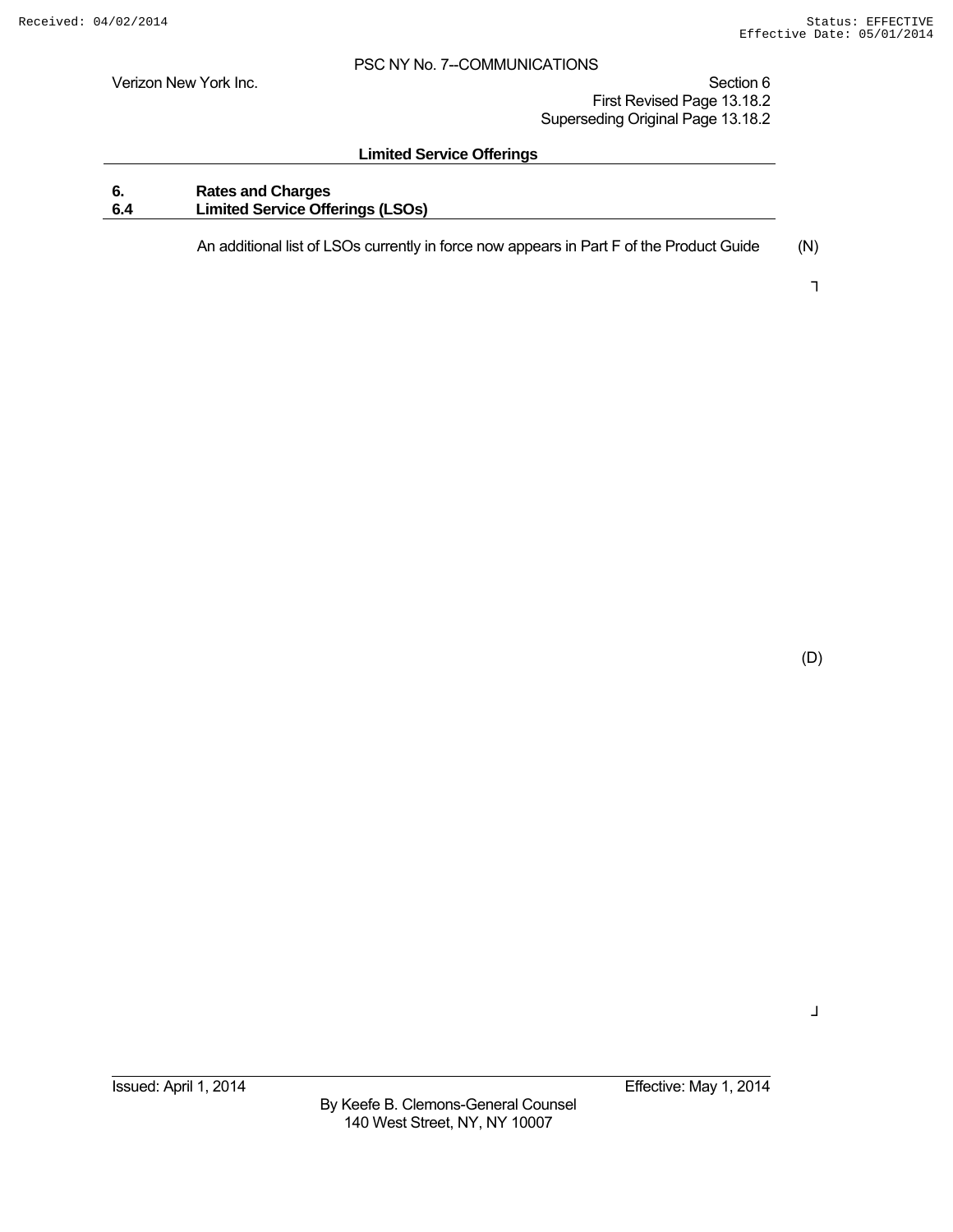Verizon New York Inc.

PSC NY No. 7--COMMUNICATIONS

Section 6
First Revised Page 13.18.2
Superseding Original Page 13.18.2

**Limited Service Offerings**

**6. Rates and Charges**
**6.4 Limited Service Offerings (LSOs)**

An additional list of LSOs currently in force now appears in Part F of the Product Guide (N)

(D)

Issued: April 1, 2014 Effective: May 1, 2014

By Keefe B. Clemons-General Counsel
140 West Street, NY, NY 10007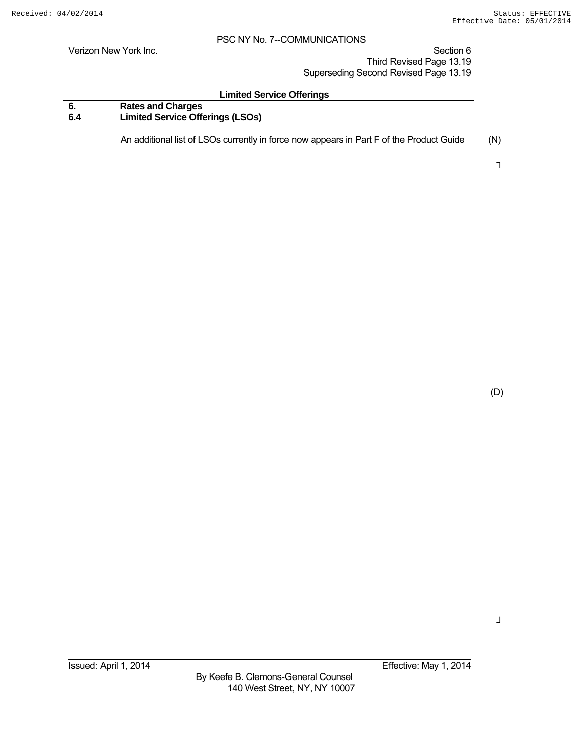PSC NY No. 7--COMMUNICATIONS

Verizon New York Inc.

Section 6
Third Revised Page 13.19
Superseding Second Revised Page 13.19

**Limited Service Offerings**

**6. Rates and Charges**
**6.4 Limited Service Offerings (LSOs)**

An additional list of LSOs currently in force now appears in Part F of the Product Guide (N)

(D)

Issued: April 1, 2014

Effective: May 1, 2014

By Keefe B. Clemons-General Counsel
140 West Street, NY, NY 10007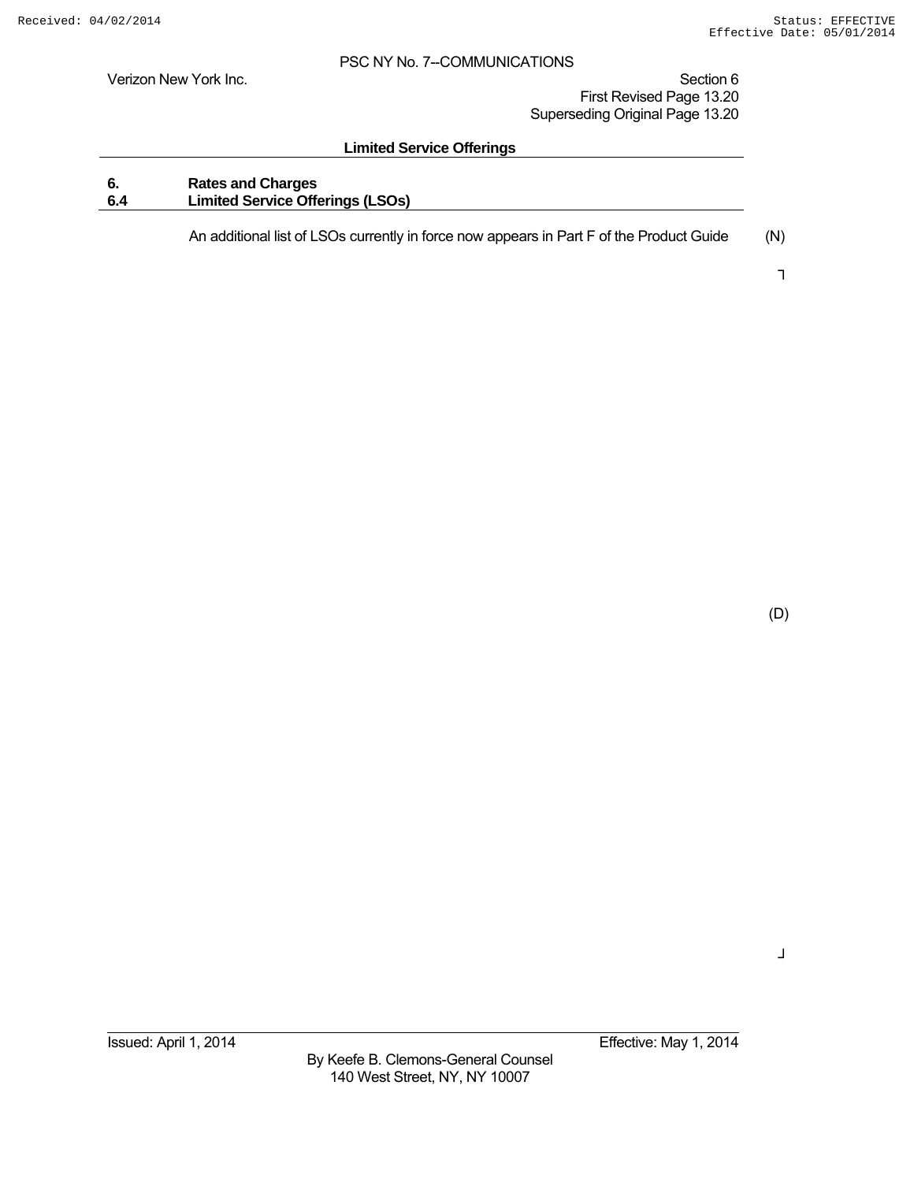PSC NY No. 7--COMMUNICATIONS

Verizon New York Inc.

Section 6
First Revised Page 13.20
Superseding Original Page 13.20

## Limited Service Offerings

**6. Rates and Charges**
**6.4 Limited Service Offerings (LSOs)**

An additional list of LSOs currently in force now appears in Part F of the Product Guide (N)

(D)

Issued: April 1, 2014

Effective: May 1, 2014

By Keefe B. Clemons-General Counsel
140 West Street, NY, NY 10007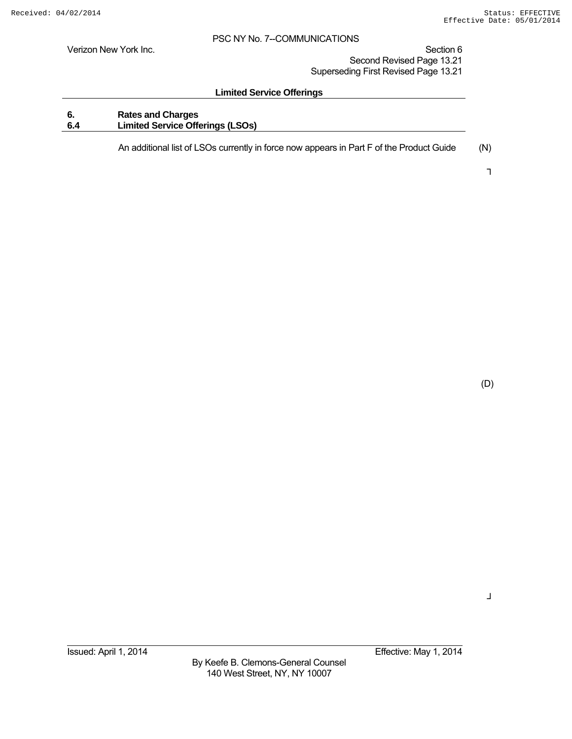## Limited Service Offerings

### 6. Rates and Charges
### 6.4 Limited Service Offerings (LSOs)

An additional list of LSOs currently in force now appears in Part F of the Product Guide (N)

(D)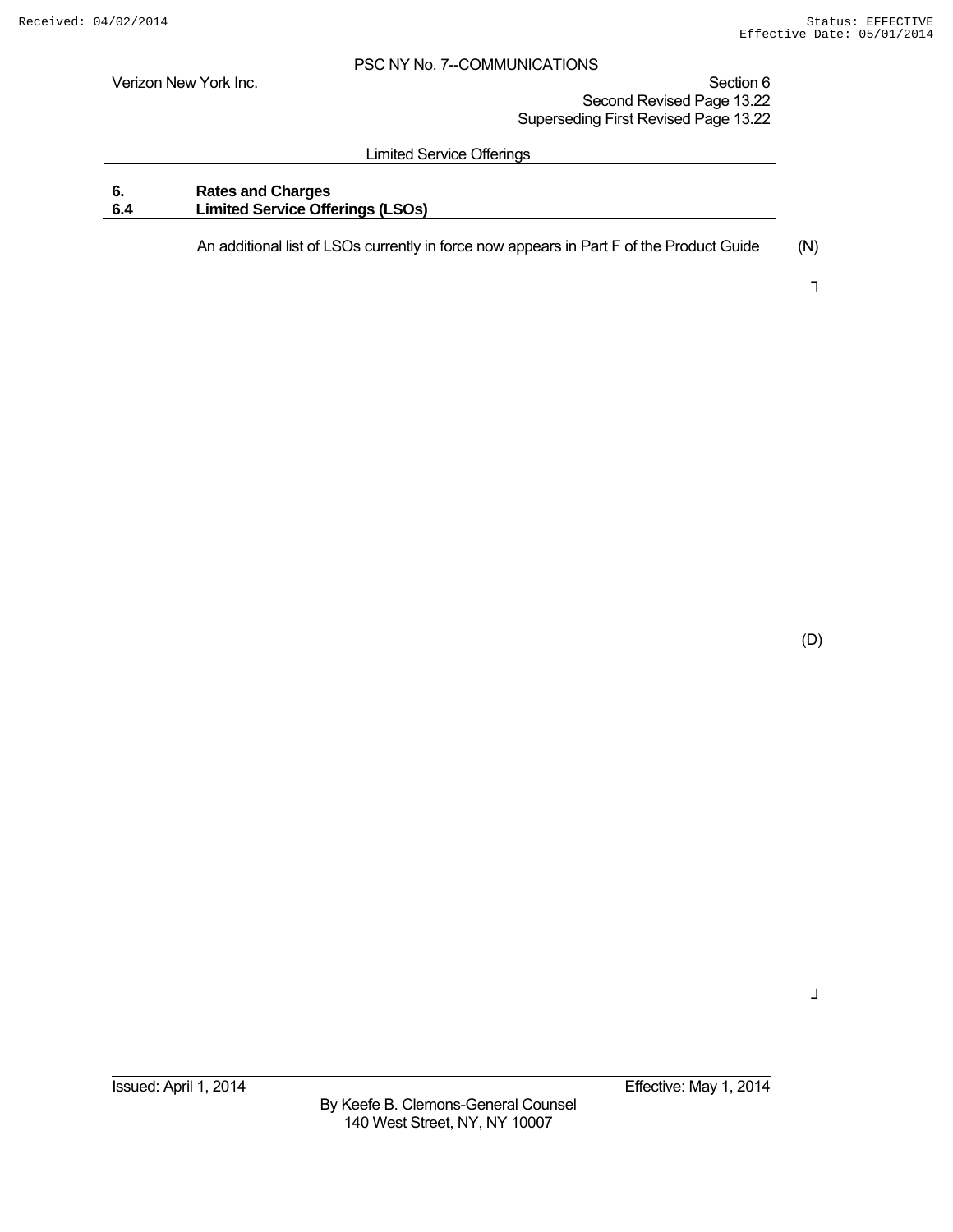Limited Service Offerings

**6. Rates and Charges**
**6.4 Limited Service Offerings (LSOs)**

An additional list of LSOs currently in force now appears in Part F of the Product Guide (N)

(D)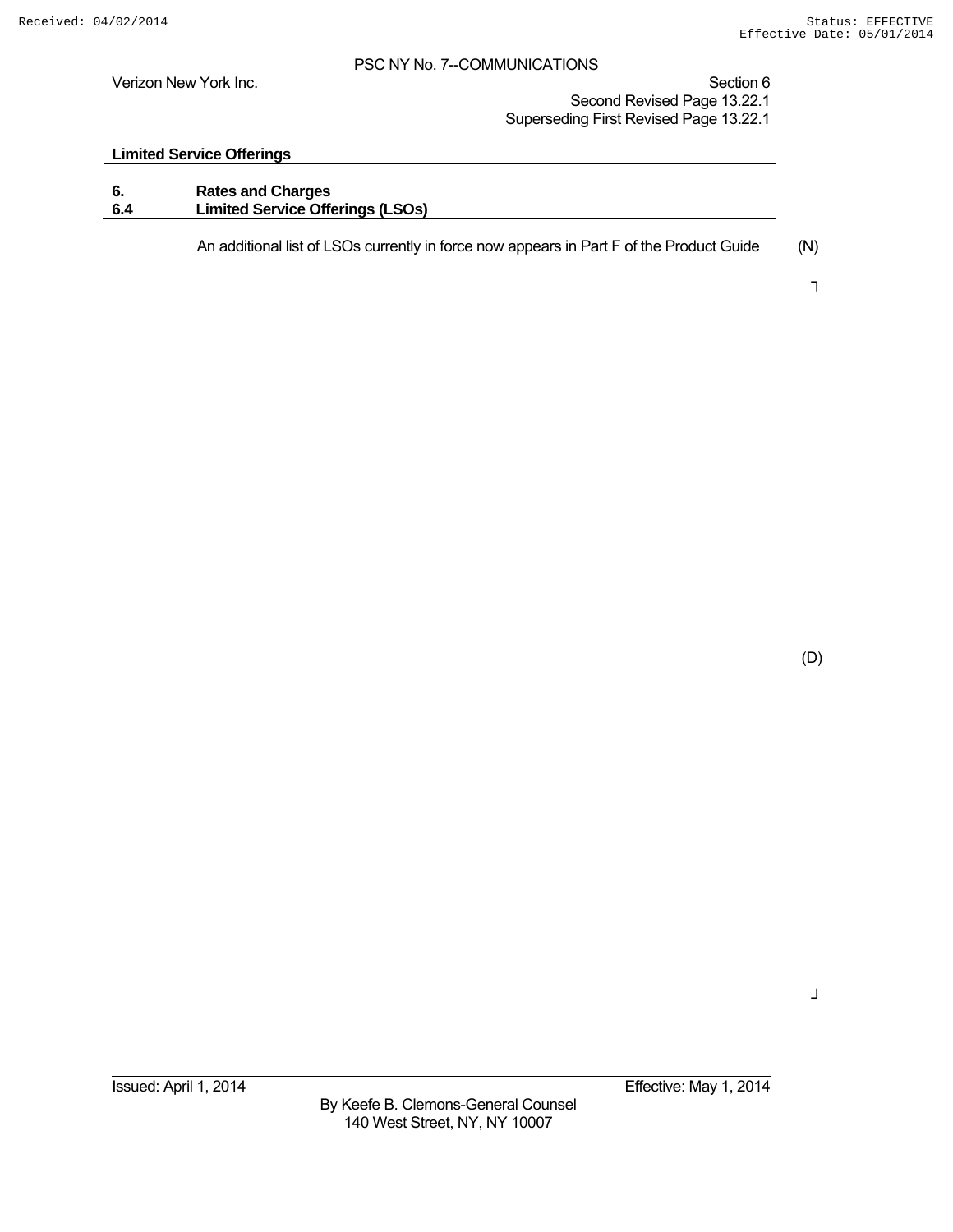**Limited Service Offerings**

**6. Rates and Charges**
**6.4 Limited Service Offerings (LSOs)**

An additional list of LSOs currently in force now appears in Part F of the Product Guide (N)

(D)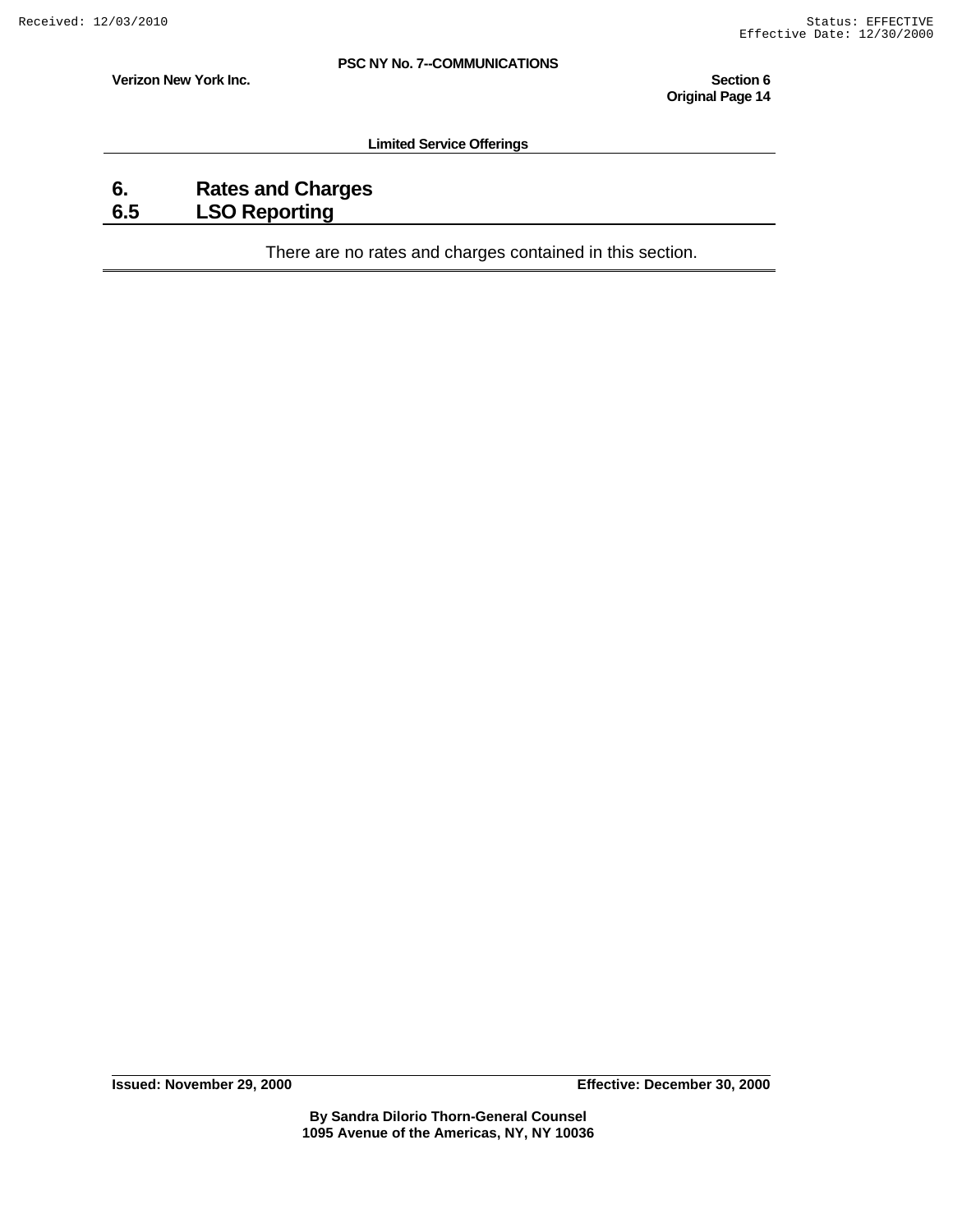# 6. Rates and Charges

## 6.5 LSO Reporting

There are no rates and charges contained in this section.